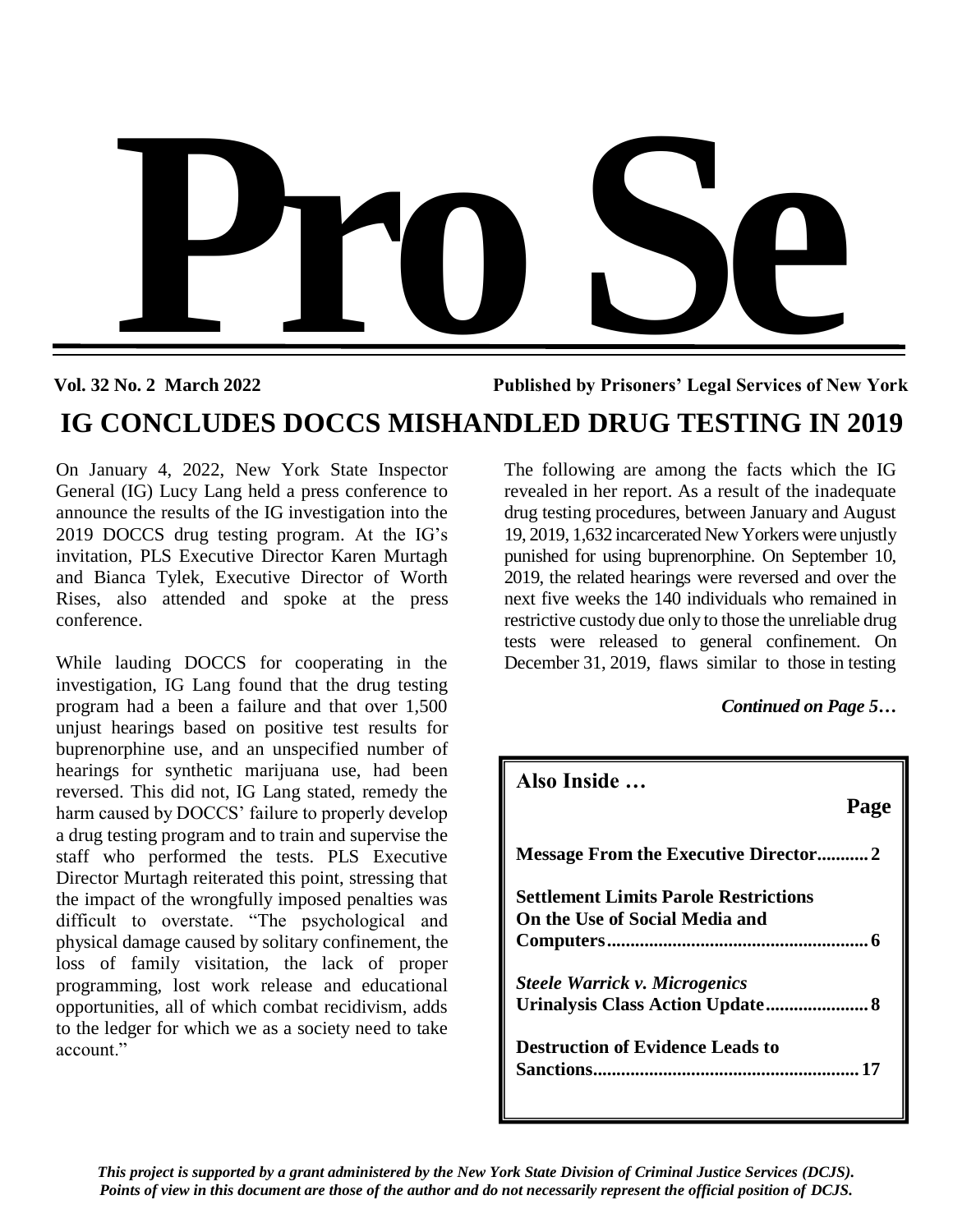# Pro Se

**Vol. 32 No. 2 March 2022** **Published by Prisoners' Legal Services of New York**

## IG CONCLUDES DOCCS MISHANDLED DRUG TESTING IN 2019

On January 4, 2022, New York State Inspector General (IG) Lucy Lang held a press conference to announce the results of the IG investigation into the 2019 DOCCS drug testing program. At the IG's invitation, PLS Executive Director Karen Murtagh and Bianca Tylek, Executive Director of Worth Rises, also attended and spoke at the press conference.

While lauding DOCCS for cooperating in the investigation, IG Lang found that the drug testing program had a been a failure and that over 1,500 unjust hearings based on positive test results for buprenorphine use, and an unspecified number of hearings for synthetic marijuana use, had been reversed. This did not, IG Lang stated, remedy the harm caused by DOCCS' failure to properly develop a drug testing program and to train and supervise the staff who performed the tests. PLS Executive Director Murtagh reiterated this point, stressing that the impact of the wrongfully imposed penalties was difficult to overstate. "The psychological and physical damage caused by solitary confinement, the loss of family visitation, the lack of proper programming, lost work release and educational opportunities, all of which combat recidivism, adds to the ledger for which we as a society need to take account."

The following are among the facts which the IG revealed in her report. As a result of the inadequate drug testing procedures, between January and August 19, 2019, 1,632 incarcerated New Yorkers were unjustly punished for using buprenorphine. On September 10, 2019, the related hearings were reversed and over the next five weeks the 140 individuals who remained in restrictive custody due only to those the unreliable drug tests were released to general confinement. On December 31, 2019, flaws similar to those in testing

*Continued on Page 5…*

**Also Inside …**

| | Page |
|---|---|
| **Message From the Executive Director** | **2** |
| **Settlement Limits Parole Restrictions On the Use of Social Media and Computers** | **6** |
| ***Steele Warrick v. Microgenics* Urinalysis Class Action Update** | **8** |
| **Destruction of Evidence Leads to Sanctions** | **17** |

***This project is supported by a grant administered by the New York State Division of Criminal Justice Services (DCJS). Points of view in this document are those of the author and do not necessarily represent the official position of DCJS.***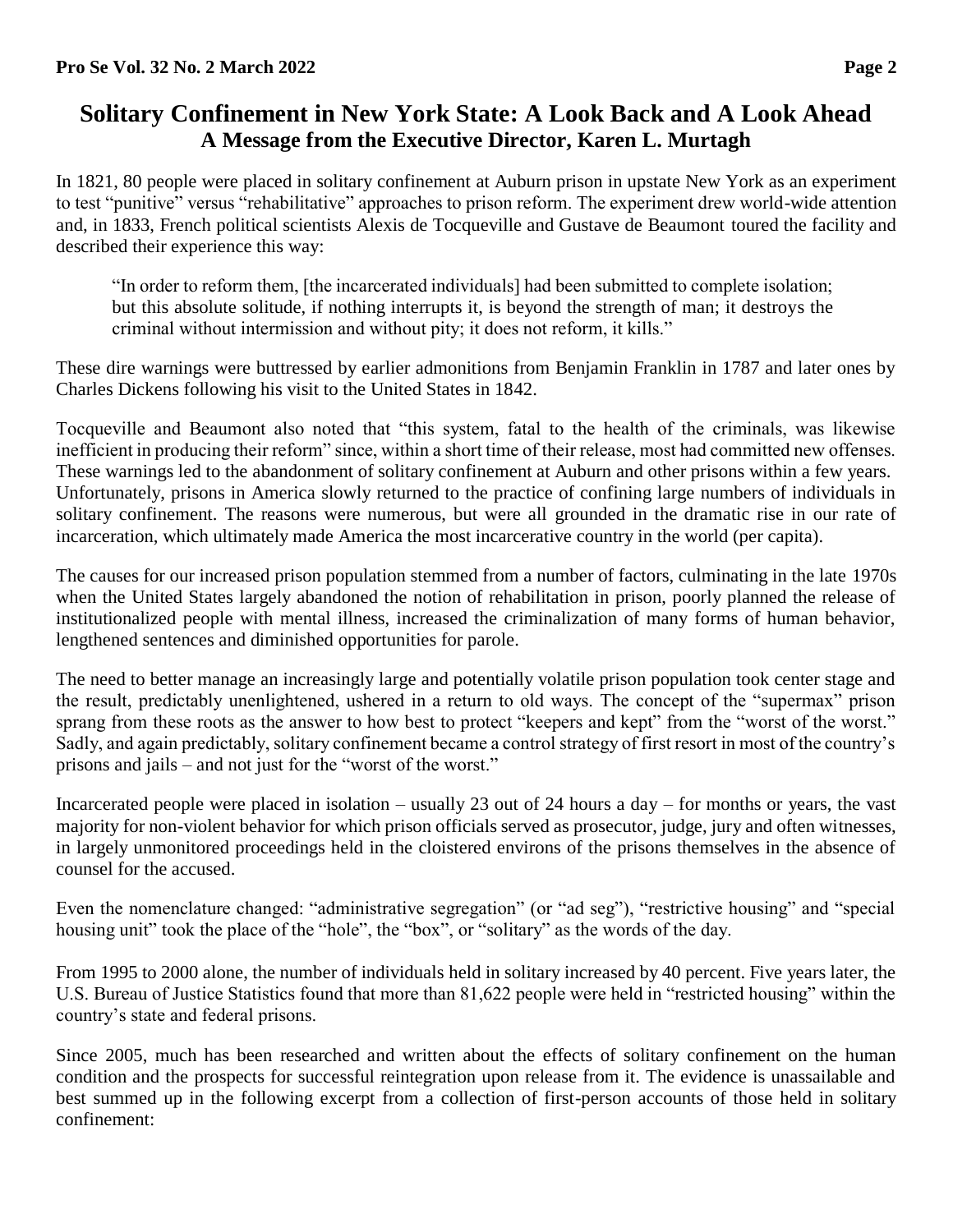# Solitary Confinement in New York State: A Look Back and A Look Ahead

## A Message from the Executive Director, Karen L. Murtagh

In 1821, 80 people were placed in solitary confinement at Auburn prison in upstate New York as an experiment to test "punitive" versus "rehabilitative" approaches to prison reform. The experiment drew world-wide attention and, in 1833, French political scientists Alexis de Tocqueville and Gustave de Beaumont toured the facility and described their experience this way:

> "In order to reform them, [the incarcerated individuals] had been submitted to complete isolation; but this absolute solitude, if nothing interrupts it, is beyond the strength of man; it destroys the criminal without intermission and without pity; it does not reform, it kills."

These dire warnings were buttressed by earlier admonitions from Benjamin Franklin in 1787 and later ones by Charles Dickens following his visit to the United States in 1842.

Tocqueville and Beaumont also noted that "this system, fatal to the health of the criminals, was likewise inefficient in producing their reform" since, within a short time of their release, most had committed new offenses. These warnings led to the abandonment of solitary confinement at Auburn and other prisons within a few years. Unfortunately, prisons in America slowly returned to the practice of confining large numbers of individuals in solitary confinement. The reasons were numerous, but were all grounded in the dramatic rise in our rate of incarceration, which ultimately made America the most incarcerative country in the world (per capita).

The causes for our increased prison population stemmed from a number of factors, culminating in the late 1970s when the United States largely abandoned the notion of rehabilitation in prison, poorly planned the release of institutionalized people with mental illness, increased the criminalization of many forms of human behavior, lengthened sentences and diminished opportunities for parole.

The need to better manage an increasingly large and potentially volatile prison population took center stage and the result, predictably unenlightened, ushered in a return to old ways. The concept of the "supermax" prison sprang from these roots as the answer to how best to protect "keepers and kept" from the "worst of the worst." Sadly, and again predictably, solitary confinement became a control strategy of first resort in most of the country's prisons and jails – and not just for the "worst of the worst."

Incarcerated people were placed in isolation – usually 23 out of 24 hours a day – for months or years, the vast majority for non-violent behavior for which prison officials served as prosecutor, judge, jury and often witnesses, in largely unmonitored proceedings held in the cloistered environs of the prisons themselves in the absence of counsel for the accused.

Even the nomenclature changed: "administrative segregation" (or "ad seg"), "restrictive housing" and "special housing unit" took the place of the "hole", the "box", or "solitary" as the words of the day.

From 1995 to 2000 alone, the number of individuals held in solitary increased by 40 percent. Five years later, the U.S. Bureau of Justice Statistics found that more than 81,622 people were held in "restricted housing" within the country's state and federal prisons.

Since 2005, much has been researched and written about the effects of solitary confinement on the human condition and the prospects for successful reintegration upon release from it. The evidence is unassailable and best summed up in the following excerpt from a collection of first-person accounts of those held in solitary confinement: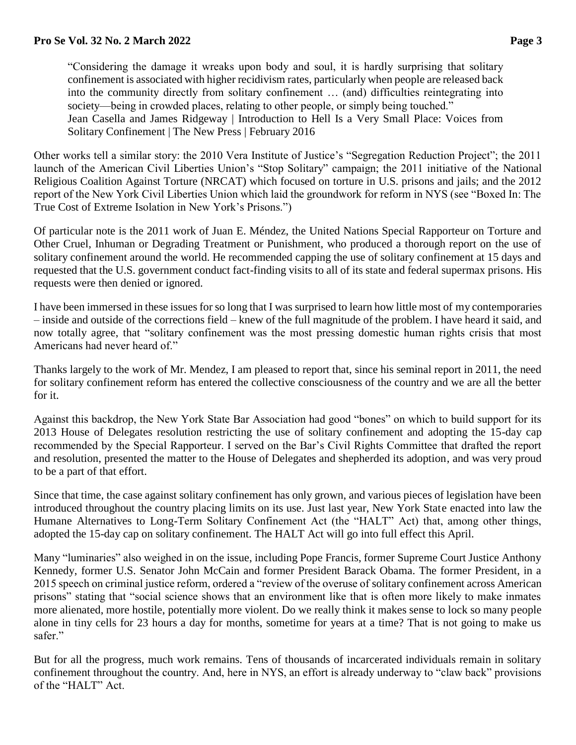> "Considering the damage it wreaks upon body and soul, it is hardly surprising that solitary confinement is associated with higher recidivism rates, particularly when people are released back into the community directly from solitary confinement … (and) difficulties reintegrating into society—being in crowded places, relating to other people, or simply being touched."
> Jean Casella and James Ridgeway | Introduction to Hell Is a Very Small Place: Voices from Solitary Confinement | The New Press | February 2016

Other works tell a similar story: the 2010 Vera Institute of Justice's "Segregation Reduction Project"; the 2011 launch of the American Civil Liberties Union's "Stop Solitary" campaign; the 2011 initiative of the National Religious Coalition Against Torture (NRCAT) which focused on torture in U.S. prisons and jails; and the 2012 report of the New York Civil Liberties Union which laid the groundwork for reform in NYS (see "Boxed In: The True Cost of Extreme Isolation in New York's Prisons.")

Of particular note is the 2011 work of Juan E. Méndez, the United Nations Special Rapporteur on Torture and Other Cruel, Inhuman or Degrading Treatment or Punishment, who produced a thorough report on the use of solitary confinement around the world. He recommended capping the use of solitary confinement at 15 days and requested that the U.S. government conduct fact-finding visits to all of its state and federal supermax prisons. His requests were then denied or ignored.

I have been immersed in these issues for so long that I was surprised to learn how little most of my contemporaries – inside and outside of the corrections field – knew of the full magnitude of the problem. I have heard it said, and now totally agree, that "solitary confinement was the most pressing domestic human rights crisis that most Americans had never heard of."

Thanks largely to the work of Mr. Mendez, I am pleased to report that, since his seminal report in 2011, the need for solitary confinement reform has entered the collective consciousness of the country and we are all the better for it.

Against this backdrop, the New York State Bar Association had good "bones" on which to build support for its 2013 House of Delegates resolution restricting the use of solitary confinement and adopting the 15-day cap recommended by the Special Rapporteur. I served on the Bar's Civil Rights Committee that drafted the report and resolution, presented the matter to the House of Delegates and shepherded its adoption, and was very proud to be a part of that effort.

Since that time, the case against solitary confinement has only grown, and various pieces of legislation have been introduced throughout the country placing limits on its use. Just last year, New York State enacted into law the Humane Alternatives to Long-Term Solitary Confinement Act (the "HALT" Act) that, among other things, adopted the 15-day cap on solitary confinement. The HALT Act will go into full effect this April.

Many "luminaries" also weighed in on the issue, including Pope Francis, former Supreme Court Justice Anthony Kennedy, former U.S. Senator John McCain and former President Barack Obama. The former President, in a 2015 speech on criminal justice reform, ordered a "review of the overuse of solitary confinement across American prisons" stating that "social science shows that an environment like that is often more likely to make inmates more alienated, more hostile, potentially more violent. Do we really think it makes sense to lock so many people alone in tiny cells for 23 hours a day for months, sometime for years at a time? That is not going to make us safer."

But for all the progress, much work remains. Tens of thousands of incarcerated individuals remain in solitary confinement throughout the country. And, here in NYS, an effort is already underway to "claw back" provisions of the "HALT" Act.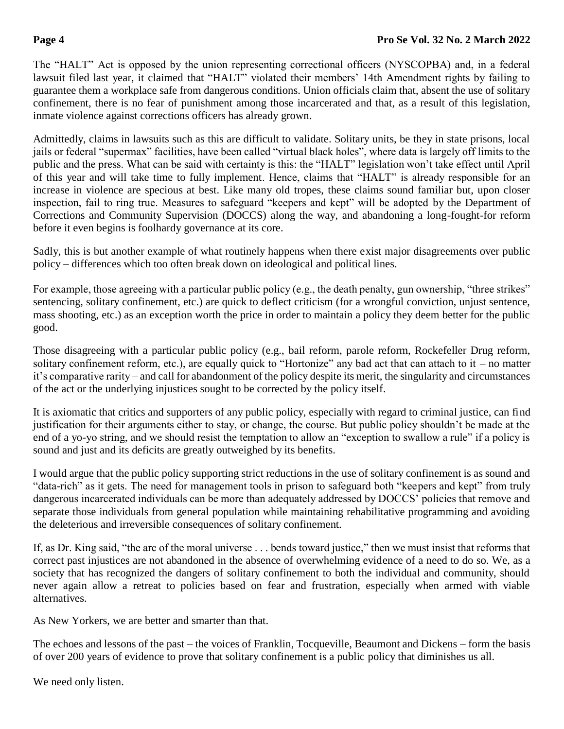The "HALT" Act is opposed by the union representing correctional officers (NYSCOPBA) and, in a federal lawsuit filed last year, it claimed that "HALT" violated their members' 14th Amendment rights by failing to guarantee them a workplace safe from dangerous conditions. Union officials claim that, absent the use of solitary confinement, there is no fear of punishment among those incarcerated and that, as a result of this legislation, inmate violence against corrections officers has already grown.

Admittedly, claims in lawsuits such as this are difficult to validate. Solitary units, be they in state prisons, local jails or federal "supermax" facilities, have been called "virtual black holes", where data is largely off limits to the public and the press. What can be said with certainty is this: the "HALT" legislation won't take effect until April of this year and will take time to fully implement. Hence, claims that "HALT" is already responsible for an increase in violence are specious at best. Like many old tropes, these claims sound familiar but, upon closer inspection, fail to ring true. Measures to safeguard "keepers and kept" will be adopted by the Department of Corrections and Community Supervision (DOCCS) along the way, and abandoning a long-fought-for reform before it even begins is foolhardy governance at its core.

Sadly, this is but another example of what routinely happens when there exist major disagreements over public policy – differences which too often break down on ideological and political lines.

For example, those agreeing with a particular public policy (e.g., the death penalty, gun ownership, "three strikes" sentencing, solitary confinement, etc.) are quick to deflect criticism (for a wrongful conviction, unjust sentence, mass shooting, etc.) as an exception worth the price in order to maintain a policy they deem better for the public good.

Those disagreeing with a particular public policy (e.g., bail reform, parole reform, Rockefeller Drug reform, solitary confinement reform, etc.), are equally quick to "Hortonize" any bad act that can attach to it – no matter it's comparative rarity – and call for abandonment of the policy despite its merit, the singularity and circumstances of the act or the underlying injustices sought to be corrected by the policy itself.

It is axiomatic that critics and supporters of any public policy, especially with regard to criminal justice, can find justification for their arguments either to stay, or change, the course. But public policy shouldn't be made at the end of a yo-yo string, and we should resist the temptation to allow an "exception to swallow a rule" if a policy is sound and just and its deficits are greatly outweighed by its benefits.

I would argue that the public policy supporting strict reductions in the use of solitary confinement is as sound and "data-rich" as it gets. The need for management tools in prison to safeguard both "keepers and kept" from truly dangerous incarcerated individuals can be more than adequately addressed by DOCCS' policies that remove and separate those individuals from general population while maintaining rehabilitative programming and avoiding the deleterious and irreversible consequences of solitary confinement.

If, as Dr. King said, "the arc of the moral universe . . . bends toward justice," then we must insist that reforms that correct past injustices are not abandoned in the absence of overwhelming evidence of a need to do so. We, as a society that has recognized the dangers of solitary confinement to both the individual and community, should never again allow a retreat to policies based on fear and frustration, especially when armed with viable alternatives.

As New Yorkers, we are better and smarter than that.

The echoes and lessons of the past – the voices of Franklin, Tocqueville, Beaumont and Dickens – form the basis of over 200 years of evidence to prove that solitary confinement is a public policy that diminishes us all.

We need only listen.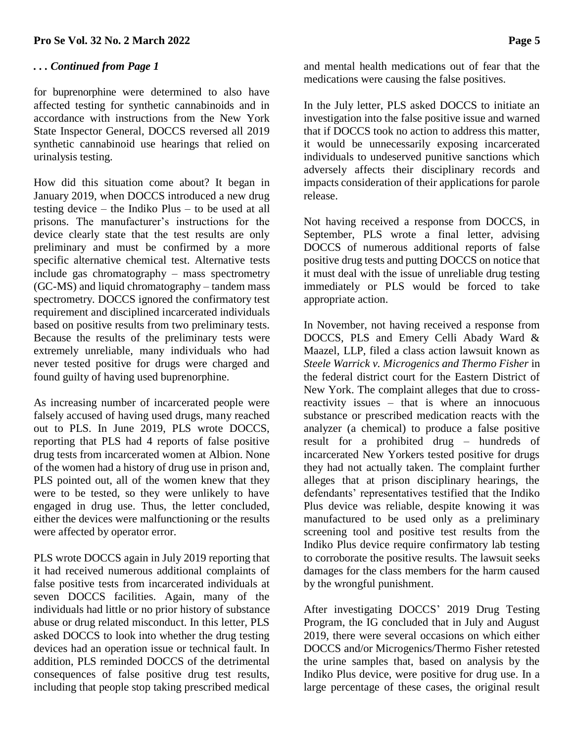*. . . Continued from Page 1*

for buprenorphine were determined to also have affected testing for synthetic cannabinoids and in accordance with instructions from the New York State Inspector General, DOCCS reversed all 2019 synthetic cannabinoid use hearings that relied on urinalysis testing.

How did this situation come about? It began in January 2019, when DOCCS introduced a new drug testing device – the Indiko Plus – to be used at all prisons. The manufacturer's instructions for the device clearly state that the test results are only preliminary and must be confirmed by a more specific alternative chemical test. Alternative tests include gas chromatography – mass spectrometry (GC-MS) and liquid chromatography – tandem mass spectrometry. DOCCS ignored the confirmatory test requirement and disciplined incarcerated individuals based on positive results from two preliminary tests. Because the results of the preliminary tests were extremely unreliable, many individuals who had never tested positive for drugs were charged and found guilty of having used buprenorphine.

As increasing number of incarcerated people were falsely accused of having used drugs, many reached out to PLS. In June 2019, PLS wrote DOCCS, reporting that PLS had 4 reports of false positive drug tests from incarcerated women at Albion. None of the women had a history of drug use in prison and, PLS pointed out, all of the women knew that they were to be tested, so they were unlikely to have engaged in drug use. Thus, the letter concluded, either the devices were malfunctioning or the results were affected by operator error.

PLS wrote DOCCS again in July 2019 reporting that it had received numerous additional complaints of false positive tests from incarcerated individuals at seven DOCCS facilities. Again, many of the individuals had little or no prior history of substance abuse or drug related misconduct. In this letter, PLS asked DOCCS to look into whether the drug testing devices had an operation issue or technical fault. In addition, PLS reminded DOCCS of the detrimental consequences of false positive drug test results, including that people stop taking prescribed medical and mental health medications out of fear that the medications were causing the false positives.

In the July letter, PLS asked DOCCS to initiate an investigation into the false positive issue and warned that if DOCCS took no action to address this matter, it would be unnecessarily exposing incarcerated individuals to undeserved punitive sanctions which adversely affects their disciplinary records and impacts consideration of their applications for parole release.

Not having received a response from DOCCS, in September, PLS wrote a final letter, advising DOCCS of numerous additional reports of false positive drug tests and putting DOCCS on notice that it must deal with the issue of unreliable drug testing immediately or PLS would be forced to take appropriate action.

In November, not having received a response from DOCCS, PLS and Emery Celli Abady Ward & Maazel, LLP, filed a class action lawsuit known as *Steele Warrick v. Microgenics and Thermo Fisher* in the federal district court for the Eastern District of New York. The complaint alleges that due to cross-reactivity issues – that is where an innocuous substance or prescribed medication reacts with the analyzer (a chemical) to produce a false positive result for a prohibited drug – hundreds of incarcerated New Yorkers tested positive for drugs they had not actually taken. The complaint further alleges that at prison disciplinary hearings, the defendants' representatives testified that the Indiko Plus device was reliable, despite knowing it was manufactured to be used only as a preliminary screening tool and positive test results from the Indiko Plus device require confirmatory lab testing to corroborate the positive results. The lawsuit seeks damages for the class members for the harm caused by the wrongful punishment.

After investigating DOCCS' 2019 Drug Testing Program, the IG concluded that in July and August 2019, there were several occasions on which either DOCCS and/or Microgenics/Thermo Fisher retested the urine samples that, based on analysis by the Indiko Plus device, were positive for drug use. In a large percentage of these cases, the original result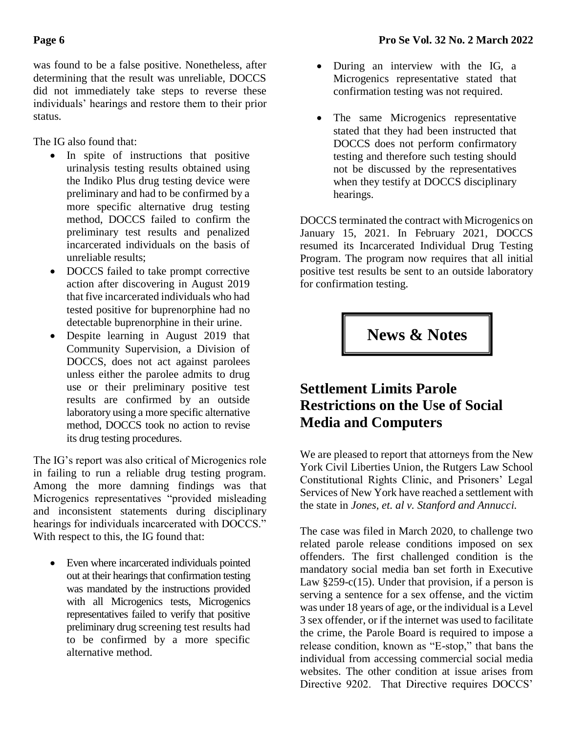was found to be a false positive. Nonetheless, after determining that the result was unreliable, DOCCS did not immediately take steps to reverse these individuals' hearings and restore them to their prior status.

The IG also found that:

- In spite of instructions that positive urinalysis testing results obtained using the Indiko Plus drug testing device were preliminary and had to be confirmed by a more specific alternative drug testing method, DOCCS failed to confirm the preliminary test results and penalized incarcerated individuals on the basis of unreliable results;
- DOCCS failed to take prompt corrective action after discovering in August 2019 that five incarcerated individuals who had tested positive for buprenorphine had no detectable buprenorphine in their urine.
- Despite learning in August 2019 that Community Supervision, a Division of DOCCS, does not act against parolees unless either the parolee admits to drug use or their preliminary positive test results are confirmed by an outside laboratory using a more specific alternative method, DOCCS took no action to revise its drug testing procedures.

The IG's report was also critical of Microgenics role in failing to run a reliable drug testing program. Among the more damning findings was that Microgenics representatives "provided misleading and inconsistent statements during disciplinary hearings for individuals incarcerated with DOCCS." With respect to this, the IG found that:

- Even where incarcerated individuals pointed out at their hearings that confirmation testing was mandated by the instructions provided with all Microgenics tests, Microgenics representatives failed to verify that positive preliminary drug screening test results had to be confirmed by a more specific alternative method.
- During an interview with the IG, a Microgenics representative stated that confirmation testing was not required.
- The same Microgenics representative stated that they had been instructed that DOCCS does not perform confirmatory testing and therefore such testing should not be discussed by the representatives when they testify at DOCCS disciplinary hearings.

DOCCS terminated the contract with Microgenics on January 15, 2021. In February 2021, DOCCS resumed its Incarcerated Individual Drug Testing Program. The program now requires that all initial positive test results be sent to an outside laboratory for confirmation testing.

# News & Notes

## Settlement Limits Parole Restrictions on the Use of Social Media and Computers

We are pleased to report that attorneys from the New York Civil Liberties Union, the Rutgers Law School Constitutional Rights Clinic, and Prisoners' Legal Services of New York have reached a settlement with the state in *Jones, et. al v. Stanford and Annucci.*

The case was filed in March 2020, to challenge two related parole release conditions imposed on sex offenders. The first challenged condition is the mandatory social media ban set forth in Executive Law §259-c(15). Under that provision, if a person is serving a sentence for a sex offense, and the victim was under 18 years of age, or the individual is a Level 3 sex offender, or if the internet was used to facilitate the crime, the Parole Board is required to impose a release condition, known as "E-stop," that bans the individual from accessing commercial social media websites. The other condition at issue arises from Directive 9202. That Directive requires DOCCS'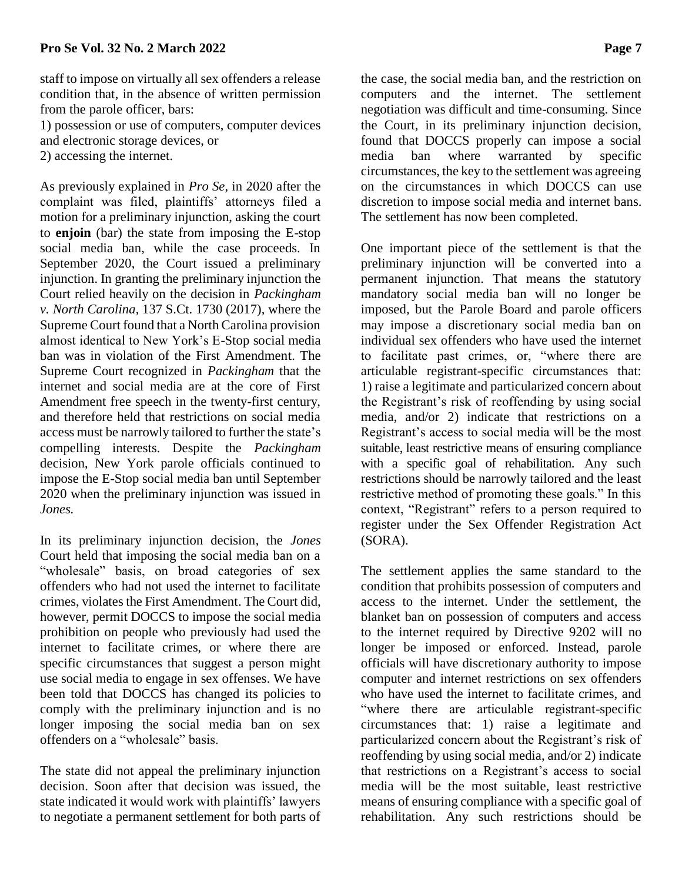staff to impose on virtually all sex offenders a release condition that, in the absence of written permission from the parole officer, bars:

1) possession or use of computers, computer devices and electronic storage devices, or
2) accessing the internet.

As previously explained in *Pro Se*, in 2020 after the complaint was filed, plaintiffs' attorneys filed a motion for a preliminary injunction, asking the court to **enjoin** (bar) the state from imposing the E-stop social media ban, while the case proceeds. In September 2020, the Court issued a preliminary injunction. In granting the preliminary injunction the Court relied heavily on the decision in *Packingham v. North Carolina*, 137 S.Ct. 1730 (2017), where the Supreme Court found that a North Carolina provision almost identical to New York's E-Stop social media ban was in violation of the First Amendment. The Supreme Court recognized in *Packingham* that the internet and social media are at the core of First Amendment free speech in the twenty-first century, and therefore held that restrictions on social media access must be narrowly tailored to further the state's compelling interests. Despite the *Packingham* decision, New York parole officials continued to impose the E-Stop social media ban until September 2020 when the preliminary injunction was issued in *Jones.*

In its preliminary injunction decision, the *Jones* Court held that imposing the social media ban on a "wholesale" basis, on broad categories of sex offenders who had not used the internet to facilitate crimes, violates the First Amendment. The Court did, however, permit DOCCS to impose the social media prohibition on people who previously had used the internet to facilitate crimes, or where there are specific circumstances that suggest a person might use social media to engage in sex offenses. We have been told that DOCCS has changed its policies to comply with the preliminary injunction and is no longer imposing the social media ban on sex offenders on a "wholesale" basis.

The state did not appeal the preliminary injunction decision. Soon after that decision was issued, the state indicated it would work with plaintiffs' lawyers to negotiate a permanent settlement for both parts of the case, the social media ban, and the restriction on computers and the internet. The settlement negotiation was difficult and time-consuming. Since the Court, in its preliminary injunction decision, found that DOCCS properly can impose a social media ban where warranted by specific circumstances, the key to the settlement was agreeing on the circumstances in which DOCCS can use discretion to impose social media and internet bans. The settlement has now been completed.

One important piece of the settlement is that the preliminary injunction will be converted into a permanent injunction. That means the statutory mandatory social media ban will no longer be imposed, but the Parole Board and parole officers may impose a discretionary social media ban on individual sex offenders who have used the internet to facilitate past crimes, or, "where there are articulable registrant-specific circumstances that: 1) raise a legitimate and particularized concern about the Registrant's risk of reoffending by using social media, and/or 2) indicate that restrictions on a Registrant's access to social media will be the most suitable, least restrictive means of ensuring compliance with a specific goal of rehabilitation. Any such restrictions should be narrowly tailored and the least restrictive method of promoting these goals." In this context, "Registrant" refers to a person required to register under the Sex Offender Registration Act (SORA).

The settlement applies the same standard to the condition that prohibits possession of computers and access to the internet. Under the settlement, the blanket ban on possession of computers and access to the internet required by Directive 9202 will no longer be imposed or enforced. Instead, parole officials will have discretionary authority to impose computer and internet restrictions on sex offenders who have used the internet to facilitate crimes, and "where there are articulable registrant-specific circumstances that: 1) raise a legitimate and particularized concern about the Registrant's risk of reoffending by using social media, and/or 2) indicate that restrictions on a Registrant's access to social media will be the most suitable, least restrictive means of ensuring compliance with a specific goal of rehabilitation. Any such restrictions should be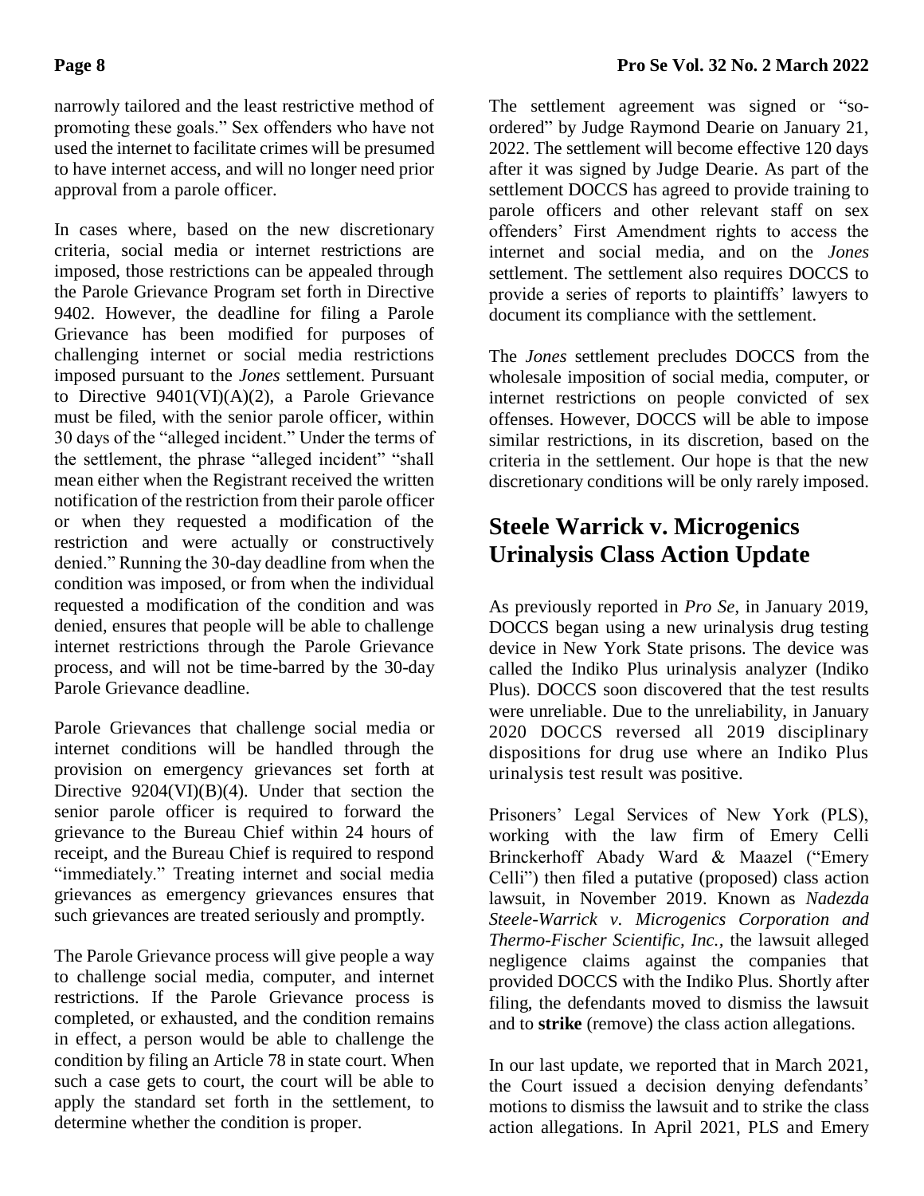narrowly tailored and the least restrictive method of promoting these goals." Sex offenders who have not used the internet to facilitate crimes will be presumed to have internet access, and will no longer need prior approval from a parole officer.

In cases where, based on the new discretionary criteria, social media or internet restrictions are imposed, those restrictions can be appealed through the Parole Grievance Program set forth in Directive 9402. However, the deadline for filing a Parole Grievance has been modified for purposes of challenging internet or social media restrictions imposed pursuant to the *Jones* settlement. Pursuant to Directive 9401(VI)(A)(2), a Parole Grievance must be filed, with the senior parole officer, within 30 days of the "alleged incident." Under the terms of the settlement, the phrase "alleged incident" "shall mean either when the Registrant received the written notification of the restriction from their parole officer or when they requested a modification of the restriction and were actually or constructively denied." Running the 30-day deadline from when the condition was imposed, or from when the individual requested a modification of the condition and was denied, ensures that people will be able to challenge internet restrictions through the Parole Grievance process, and will not be time-barred by the 30-day Parole Grievance deadline.

Parole Grievances that challenge social media or internet conditions will be handled through the provision on emergency grievances set forth at Directive 9204(VI)(B)(4). Under that section the senior parole officer is required to forward the grievance to the Bureau Chief within 24 hours of receipt, and the Bureau Chief is required to respond "immediately." Treating internet and social media grievances as emergency grievances ensures that such grievances are treated seriously and promptly.

The Parole Grievance process will give people a way to challenge social media, computer, and internet restrictions. If the Parole Grievance process is completed, or exhausted, and the condition remains in effect, a person would be able to challenge the condition by filing an Article 78 in state court. When such a case gets to court, the court will be able to apply the standard set forth in the settlement, to determine whether the condition is proper.

The settlement agreement was signed or "so-ordered" by Judge Raymond Dearie on January 21, 2022. The settlement will become effective 120 days after it was signed by Judge Dearie. As part of the settlement DOCCS has agreed to provide training to parole officers and other relevant staff on sex offenders' First Amendment rights to access the internet and social media, and on the *Jones* settlement. The settlement also requires DOCCS to provide a series of reports to plaintiffs' lawyers to document its compliance with the settlement.

The *Jones* settlement precludes DOCCS from the wholesale imposition of social media, computer, or internet restrictions on people convicted of sex offenses. However, DOCCS will be able to impose similar restrictions, in its discretion, based on the criteria in the settlement. Our hope is that the new discretionary conditions will be only rarely imposed.

## Steele Warrick v. Microgenics Urinalysis Class Action Update

As previously reported in *Pro Se*, in January 2019, DOCCS began using a new urinalysis drug testing device in New York State prisons. The device was called the Indiko Plus urinalysis analyzer (Indiko Plus). DOCCS soon discovered that the test results were unreliable. Due to the unreliability, in January 2020 DOCCS reversed all 2019 disciplinary dispositions for drug use where an Indiko Plus urinalysis test result was positive.

Prisoners' Legal Services of New York (PLS), working with the law firm of Emery Celli Brinckerhoff Abady Ward & Maazel ("Emery Celli") then filed a putative (proposed) class action lawsuit, in November 2019. Known as *Nadezda Steele-Warrick v. Microgenics Corporation and Thermo-Fischer Scientific, Inc.*, the lawsuit alleged negligence claims against the companies that provided DOCCS with the Indiko Plus. Shortly after filing, the defendants moved to dismiss the lawsuit and to **strike** (remove) the class action allegations.

In our last update, we reported that in March 2021, the Court issued a decision denying defendants' motions to dismiss the lawsuit and to strike the class action allegations. In April 2021, PLS and Emery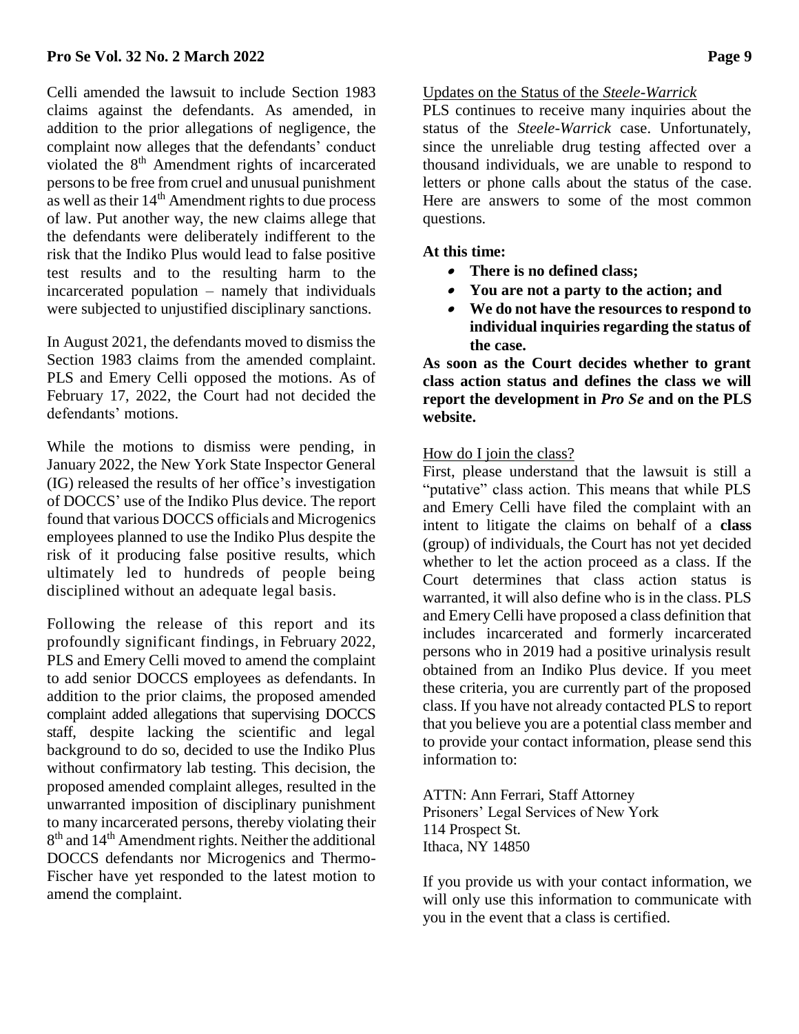Celli amended the lawsuit to include Section 1983 claims against the defendants. As amended, in addition to the prior allegations of negligence, the complaint now alleges that the defendants' conduct violated the 8th Amendment rights of incarcerated persons to be free from cruel and unusual punishment as well as their 14th Amendment rights to due process of law. Put another way, the new claims allege that the defendants were deliberately indifferent to the risk that the Indiko Plus would lead to false positive test results and to the resulting harm to the incarcerated population – namely that individuals were subjected to unjustified disciplinary sanctions.

In August 2021, the defendants moved to dismiss the Section 1983 claims from the amended complaint. PLS and Emery Celli opposed the motions. As of February 17, 2022, the Court had not decided the defendants' motions.

While the motions to dismiss were pending, in January 2022, the New York State Inspector General (IG) released the results of her office's investigation of DOCCS' use of the Indiko Plus device. The report found that various DOCCS officials and Microgenics employees planned to use the Indiko Plus despite the risk of it producing false positive results, which ultimately led to hundreds of people being disciplined without an adequate legal basis.

Following the release of this report and its profoundly significant findings, in February 2022, PLS and Emery Celli moved to amend the complaint to add senior DOCCS employees as defendants. In addition to the prior claims, the proposed amended complaint added allegations that supervising DOCCS staff, despite lacking the scientific and legal background to do so, decided to use the Indiko Plus without confirmatory lab testing. This decision, the proposed amended complaint alleges, resulted in the unwarranted imposition of disciplinary punishment to many incarcerated persons, thereby violating their 8th and 14th Amendment rights. Neither the additional DOCCS defendants nor Microgenics and Thermo-Fischer have yet responded to the latest motion to amend the complaint.

Updates on the Status of the *Steele-Warrick*

PLS continues to receive many inquiries about the status of the *Steele-Warrick* case. Unfortunately, since the unreliable drug testing affected over a thousand individuals, we are unable to respond to letters or phone calls about the status of the case. Here are answers to some of the most common questions.

**At this time:**

- **There is no defined class;**
- **You are not a party to the action; and**
- **We do not have the resources to respond to individual inquiries regarding the status of the case.**

**As soon as the Court decides whether to grant class action status and defines the class we will report the development in *Pro Se* and on the PLS website.**

How do I join the class?

First, please understand that the lawsuit is still a "putative" class action. This means that while PLS and Emery Celli have filed the complaint with an intent to litigate the claims on behalf of a **class** (group) of individuals, the Court has not yet decided whether to let the action proceed as a class. If the Court determines that class action status is warranted, it will also define who is in the class. PLS and Emery Celli have proposed a class definition that includes incarcerated and formerly incarcerated persons who in 2019 had a positive urinalysis result obtained from an Indiko Plus device. If you meet these criteria, you are currently part of the proposed class. If you have not already contacted PLS to report that you believe you are a potential class member and to provide your contact information, please send this information to:

ATTN: Ann Ferrari, Staff Attorney
Prisoners' Legal Services of New York
114 Prospect St.
Ithaca, NY 14850

If you provide us with your contact information, we will only use this information to communicate with you in the event that a class is certified.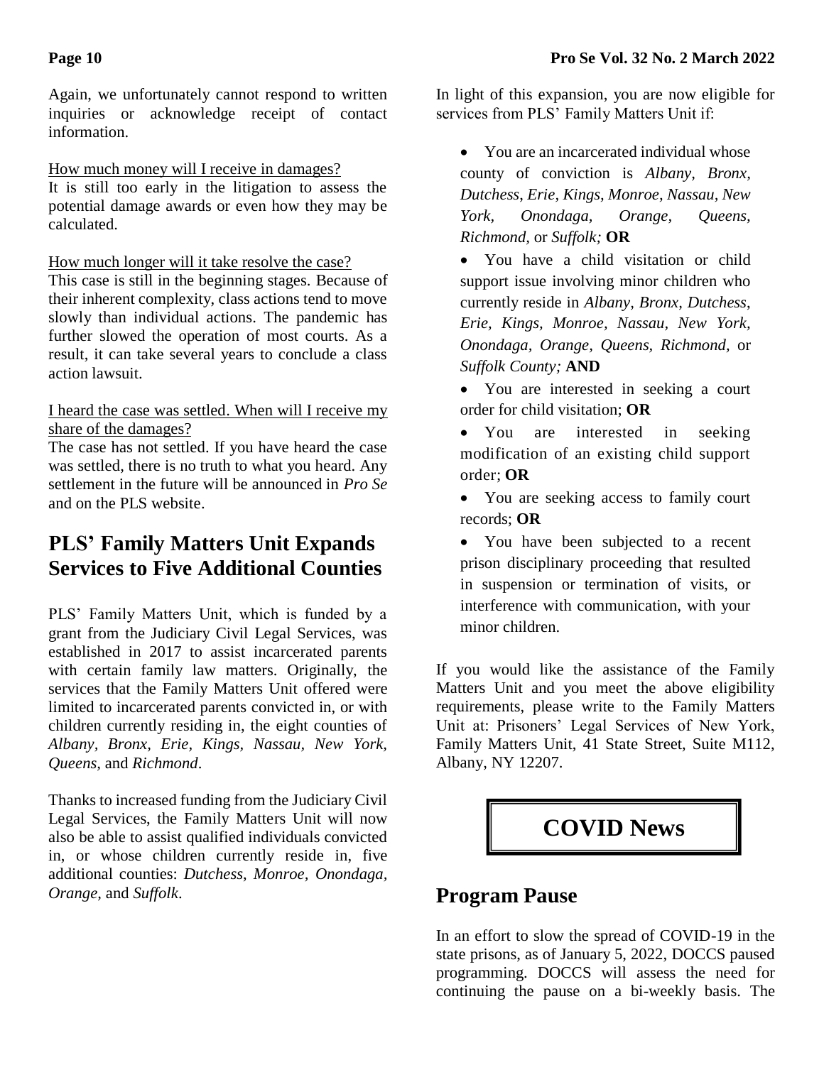Again, we unfortunately cannot respond to written inquiries or acknowledge receipt of contact information.

How much money will I receive in damages?

It is still too early in the litigation to assess the potential damage awards or even how they may be calculated.

How much longer will it take resolve the case?

This case is still in the beginning stages. Because of their inherent complexity, class actions tend to move slowly than individual actions. The pandemic has further slowed the operation of most courts. As a result, it can take several years to conclude a class action lawsuit.

I heard the case was settled. When will I receive my share of the damages?

The case has not settled. If you have heard the case was settled, there is no truth to what you heard. Any settlement in the future will be announced in *Pro Se* and on the PLS website.

## PLS' Family Matters Unit Expands Services to Five Additional Counties

PLS' Family Matters Unit, which is funded by a grant from the Judiciary Civil Legal Services, was established in 2017 to assist incarcerated parents with certain family law matters. Originally, the services that the Family Matters Unit offered were limited to incarcerated parents convicted in, or with children currently residing in, the eight counties of *Albany, Bronx, Erie, Kings, Nassau, New York, Queens,* and *Richmond*.

Thanks to increased funding from the Judiciary Civil Legal Services, the Family Matters Unit will now also be able to assist qualified individuals convicted in, or whose children currently reside in, five additional counties: *Dutchess, Monroe, Onondaga, Orange,* and *Suffolk*.

In light of this expansion, you are now eligible for services from PLS' Family Matters Unit if:

- You are an incarcerated individual whose county of conviction is *Albany, Bronx, Dutchess, Erie, Kings, Monroe, Nassau, New York, Onondaga, Orange, Queens, Richmond,* or *Suffolk;* **OR**
- You have a child visitation or child support issue involving minor children who currently reside in *Albany, Bronx, Dutchess, Erie, Kings, Monroe, Nassau, New York, Onondaga, Orange, Queens, Richmond,* or *Suffolk County;* **AND**
- You are interested in seeking a court order for child visitation; **OR**
- You are interested in seeking modification of an existing child support order; **OR**
- You are seeking access to family court records; **OR**
- You have been subjected to a recent prison disciplinary proceeding that resulted in suspension or termination of visits, or interference with communication, with your minor children.

If you would like the assistance of the Family Matters Unit and you meet the above eligibility requirements, please write to the Family Matters Unit at: Prisoners' Legal Services of New York, Family Matters Unit, 41 State Street, Suite M112, Albany, NY 12207.

# COVID News

## Program Pause

In an effort to slow the spread of COVID-19 in the state prisons, as of January 5, 2022, DOCCS paused programming. DOCCS will assess the need for continuing the pause on a bi-weekly basis. The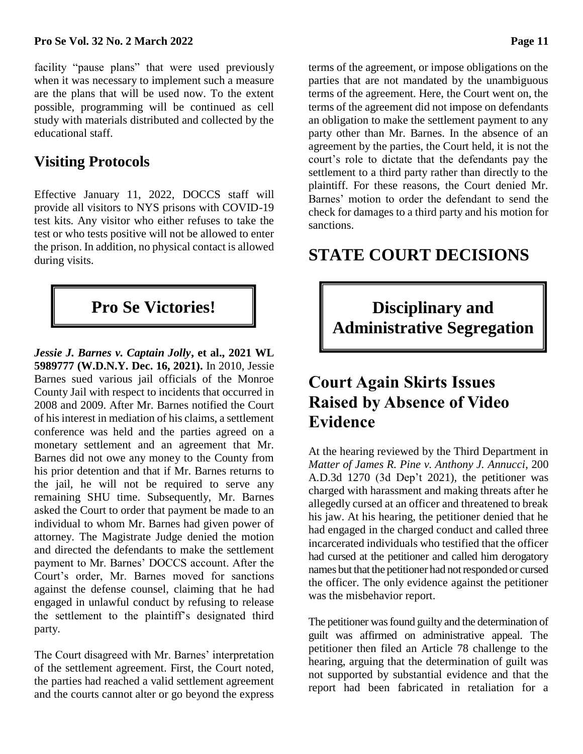facility "pause plans" that were used previously when it was necessary to implement such a measure are the plans that will be used now. To the extent possible, programming will be continued as cell study with materials distributed and collected by the educational staff.

## Visiting Protocols

Effective January 11, 2022, DOCCS staff will provide all visitors to NYS prisons with COVID-19 test kits. Any visitor who either refuses to take the test or who tests positive will not be allowed to enter the prison. In addition, no physical contact is allowed during visits.

# Pro Se Victories!

***Jessie J. Barnes v. Captain Jolly*, et al., 2021 WL 5989777 (W.D.N.Y. Dec. 16, 2021).** In 2010, Jessie Barnes sued various jail officials of the Monroe County Jail with respect to incidents that occurred in 2008 and 2009. After Mr. Barnes notified the Court of his interest in mediation of his claims, a settlement conference was held and the parties agreed on a monetary settlement and an agreement that Mr. Barnes did not owe any money to the County from his prior detention and that if Mr. Barnes returns to the jail, he will not be required to serve any remaining SHU time. Subsequently, Mr. Barnes asked the Court to order that payment be made to an individual to whom Mr. Barnes had given power of attorney. The Magistrate Judge denied the motion and directed the defendants to make the settlement payment to Mr. Barnes' DOCCS account. After the Court's order, Mr. Barnes moved for sanctions against the defense counsel, claiming that he had engaged in unlawful conduct by refusing to release the settlement to the plaintiff's designated third party.

The Court disagreed with Mr. Barnes' interpretation of the settlement agreement. First, the Court noted, the parties had reached a valid settlement agreement and the courts cannot alter or go beyond the express terms of the agreement, or impose obligations on the parties that are not mandated by the unambiguous terms of the agreement. Here, the Court went on, the terms of the agreement did not impose on defendants an obligation to make the settlement payment to any party other than Mr. Barnes. In the absence of an agreement by the parties, the Court held, it is not the court's role to dictate that the defendants pay the settlement to a third party rather than directly to the plaintiff. For these reasons, the Court denied Mr. Barnes' motion to order the defendant to send the check for damages to a third party and his motion for sanctions.

# STATE COURT DECISIONS

# Disciplinary and Administrative Segregation

## Court Again Skirts Issues Raised by Absence of Video Evidence

At the hearing reviewed by the Third Department in *Matter of James R. Pine v. Anthony J. Annucci*, 200 A.D.3d 1270 (3d Dep't 2021), the petitioner was charged with harassment and making threats after he allegedly cursed at an officer and threatened to break his jaw. At his hearing, the petitioner denied that he had engaged in the charged conduct and called three incarcerated individuals who testified that the officer had cursed at the petitioner and called him derogatory names but that the petitioner had not responded or cursed the officer. The only evidence against the petitioner was the misbehavior report.

The petitioner was found guilty and the determination of guilt was affirmed on administrative appeal. The petitioner then filed an Article 78 challenge to the hearing, arguing that the determination of guilt was not supported by substantial evidence and that the report had been fabricated in retaliation for a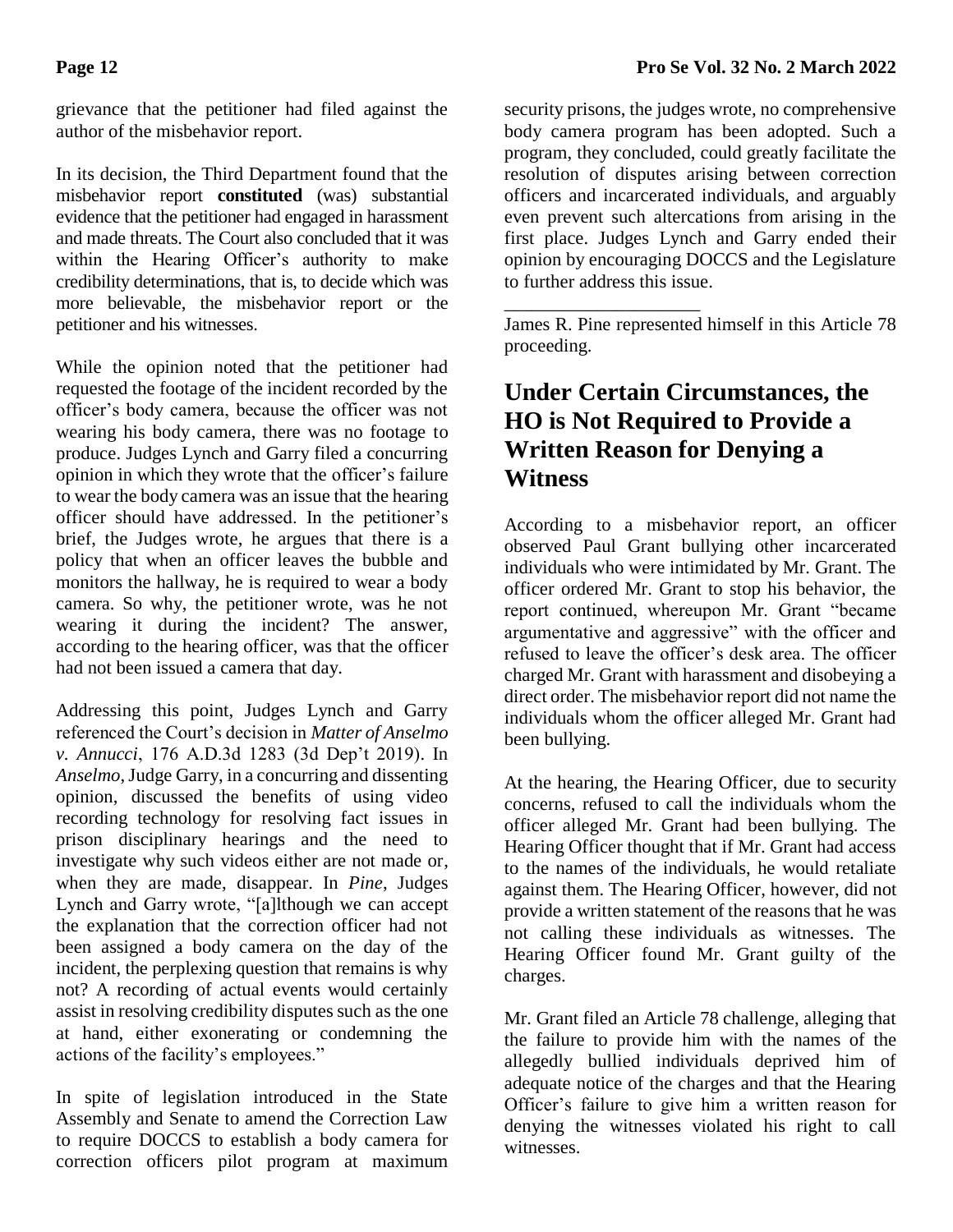grievance that the petitioner had filed against the author of the misbehavior report.

In its decision, the Third Department found that the misbehavior report **constituted** (was) substantial evidence that the petitioner had engaged in harassment and made threats. The Court also concluded that it was within the Hearing Officer's authority to make credibility determinations, that is, to decide which was more believable, the misbehavior report or the petitioner and his witnesses.

While the opinion noted that the petitioner had requested the footage of the incident recorded by the officer's body camera, because the officer was not wearing his body camera, there was no footage to produce. Judges Lynch and Garry filed a concurring opinion in which they wrote that the officer's failure to wear the body camera was an issue that the hearing officer should have addressed. In the petitioner's brief, the Judges wrote, he argues that there is a policy that when an officer leaves the bubble and monitors the hallway, he is required to wear a body camera. So why, the petitioner wrote, was he not wearing it during the incident? The answer, according to the hearing officer, was that the officer had not been issued a camera that day.

Addressing this point, Judges Lynch and Garry referenced the Court's decision in *Matter of Anselmo v. Annucci*, 176 A.D.3d 1283 (3d Dep't 2019). In *Anselmo*, Judge Garry, in a concurring and dissenting opinion, discussed the benefits of using video recording technology for resolving fact issues in prison disciplinary hearings and the need to investigate why such videos either are not made or, when they are made, disappear. In *Pine*, Judges Lynch and Garry wrote, "[a]lthough we can accept the explanation that the correction officer had not been assigned a body camera on the day of the incident, the perplexing question that remains is why not? A recording of actual events would certainly assist in resolving credibility disputes such as the one at hand, either exonerating or condemning the actions of the facility's employees."

In spite of legislation introduced in the State Assembly and Senate to amend the Correction Law to require DOCCS to establish a body camera for correction officers pilot program at maximum security prisons, the judges wrote, no comprehensive body camera program has been adopted. Such a program, they concluded, could greatly facilitate the resolution of disputes arising between correction officers and incarcerated individuals, and arguably even prevent such altercations from arising in the first place. Judges Lynch and Garry ended their opinion by encouraging DOCCS and the Legislature to further address this issue.

---

James R. Pine represented himself in this Article 78 proceeding.

## Under Certain Circumstances, the HO is Not Required to Provide a Written Reason for Denying a Witness

According to a misbehavior report, an officer observed Paul Grant bullying other incarcerated individuals who were intimidated by Mr. Grant. The officer ordered Mr. Grant to stop his behavior, the report continued, whereupon Mr. Grant "became argumentative and aggressive" with the officer and refused to leave the officer's desk area. The officer charged Mr. Grant with harassment and disobeying a direct order. The misbehavior report did not name the individuals whom the officer alleged Mr. Grant had been bullying.

At the hearing, the Hearing Officer, due to security concerns, refused to call the individuals whom the officer alleged Mr. Grant had been bullying. The Hearing Officer thought that if Mr. Grant had access to the names of the individuals, he would retaliate against them. The Hearing Officer, however, did not provide a written statement of the reasons that he was not calling these individuals as witnesses. The Hearing Officer found Mr. Grant guilty of the charges.

Mr. Grant filed an Article 78 challenge, alleging that the failure to provide him with the names of the allegedly bullied individuals deprived him of adequate notice of the charges and that the Hearing Officer's failure to give him a written reason for denying the witnesses violated his right to call witnesses.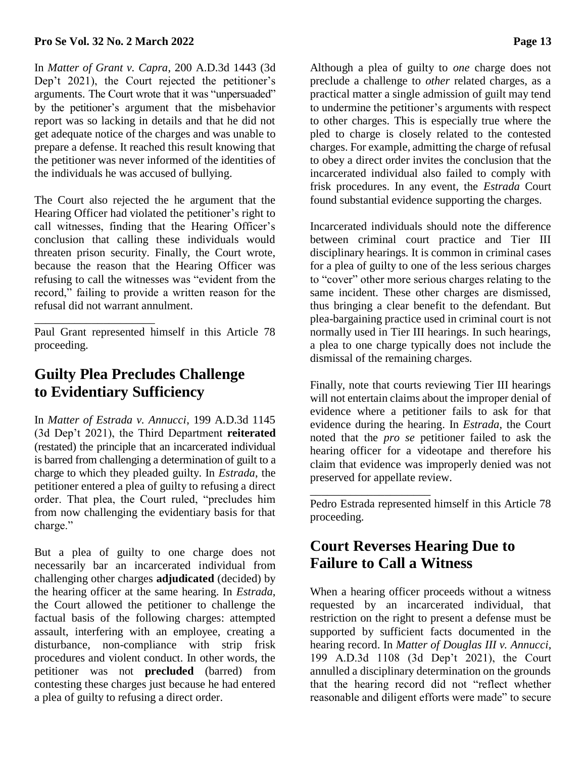In *Matter of Grant v. Capra*, 200 A.D.3d 1443 (3d Dep't 2021), the Court rejected the petitioner's arguments. The Court wrote that it was "unpersuaded" by the petitioner's argument that the misbehavior report was so lacking in details and that he did not get adequate notice of the charges and was unable to prepare a defense. It reached this result knowing that the petitioner was never informed of the identities of the individuals he was accused of bullying.

The Court also rejected the he argument that the Hearing Officer had violated the petitioner's right to call witnesses, finding that the Hearing Officer's conclusion that calling these individuals would threaten prison security. Finally, the Court wrote, because the reason that the Hearing Officer was refusing to call the witnesses was "evident from the record," failing to provide a written reason for the refusal did not warrant annulment.

\_\_\_\_\_\_\_\_\_\_\_\_\_\_\_\_\_\_\_\_

Paul Grant represented himself in this Article 78 proceeding.

## Guilty Plea Precludes Challenge to Evidentiary Sufficiency

In *Matter of Estrada v. Annucci*, 199 A.D.3d 1145 (3d Dep't 2021), the Third Department **reiterated** (restated) the principle that an incarcerated individual is barred from challenging a determination of guilt to a charge to which they pleaded guilty. In *Estrada*, the petitioner entered a plea of guilty to refusing a direct order. That plea, the Court ruled, "precludes him from now challenging the evidentiary basis for that charge."

But a plea of guilty to one charge does not necessarily bar an incarcerated individual from challenging other charges **adjudicated** (decided) by the hearing officer at the same hearing. In *Estrada*, the Court allowed the petitioner to challenge the factual basis of the following charges: attempted assault, interfering with an employee, creating a disturbance, non-compliance with strip frisk procedures and violent conduct. In other words, the petitioner was not **precluded** (barred) from contesting these charges just because he had entered a plea of guilty to refusing a direct order.

Although a plea of guilty to *one* charge does not preclude a challenge to *other* related charges, as a practical matter a single admission of guilt may tend to undermine the petitioner's arguments with respect to other charges. This is especially true where the pled to charge is closely related to the contested charges. For example, admitting the charge of refusal to obey a direct order invites the conclusion that the incarcerated individual also failed to comply with frisk procedures. In any event, the *Estrada* Court found substantial evidence supporting the charges.

Incarcerated individuals should note the difference between criminal court practice and Tier III disciplinary hearings. It is common in criminal cases for a plea of guilty to one of the less serious charges to "cover" other more serious charges relating to the same incident. These other charges are dismissed, thus bringing a clear benefit to the defendant. But plea-bargaining practice used in criminal court is not normally used in Tier III hearings. In such hearings, a plea to one charge typically does not include the dismissal of the remaining charges.

Finally, note that courts reviewing Tier III hearings will not entertain claims about the improper denial of evidence where a petitioner fails to ask for that evidence during the hearing. In *Estrada*, the Court noted that the *pro se* petitioner failed to ask the hearing officer for a videotape and therefore his claim that evidence was improperly denied was not preserved for appellate review.

\_\_\_\_\_\_\_\_\_\_\_\_\_\_\_\_\_\_\_\_

Pedro Estrada represented himself in this Article 78 proceeding.

## Court Reverses Hearing Due to Failure to Call a Witness

When a hearing officer proceeds without a witness requested by an incarcerated individual, that restriction on the right to present a defense must be supported by sufficient facts documented in the hearing record. In *Matter of Douglas III v. Annucci*, 199 A.D.3d 1108 (3d Dep't 2021), the Court annulled a disciplinary determination on the grounds that the hearing record did not "reflect whether reasonable and diligent efforts were made" to secure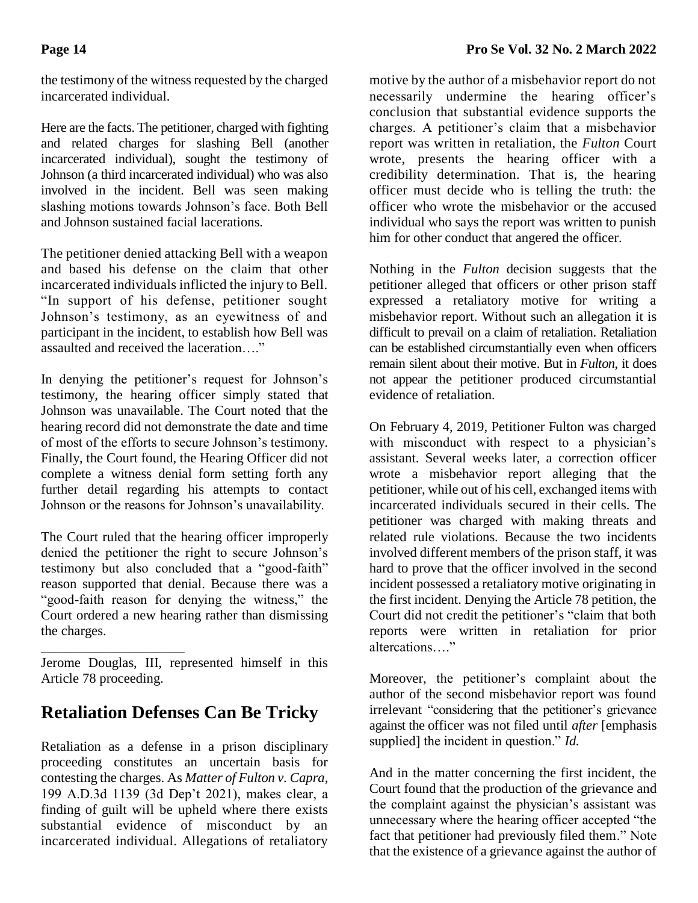the testimony of the witness requested by the charged incarcerated individual.

Here are the facts. The petitioner, charged with fighting and related charges for slashing Bell (another incarcerated individual), sought the testimony of Johnson (a third incarcerated individual) who was also involved in the incident. Bell was seen making slashing motions towards Johnson's face. Both Bell and Johnson sustained facial lacerations.

The petitioner denied attacking Bell with a weapon and based his defense on the claim that other incarcerated individuals inflicted the injury to Bell. "In support of his defense, petitioner sought Johnson's testimony, as an eyewitness of and participant in the incident, to establish how Bell was assaulted and received the laceration…."

In denying the petitioner's request for Johnson's testimony, the hearing officer simply stated that Johnson was unavailable. The Court noted that the hearing record did not demonstrate the date and time of most of the efforts to secure Johnson's testimony. Finally, the Court found, the Hearing Officer did not complete a witness denial form setting forth any further detail regarding his attempts to contact Johnson or the reasons for Johnson's unavailability.

The Court ruled that the hearing officer improperly denied the petitioner the right to secure Johnson's testimony but also concluded that a "good-faith" reason supported that denial. Because there was a "good-faith reason for denying the witness," the Court ordered a new hearing rather than dismissing the charges.

---

Jerome Douglas, III, represented himself in this Article 78 proceeding.

## Retaliation Defenses Can Be Tricky

Retaliation as a defense in a prison disciplinary proceeding constitutes an uncertain basis for contesting the charges. As *Matter of Fulton v. Capra*, 199 A.D.3d 1139 (3d Dep't 2021), makes clear, a finding of guilt will be upheld where there exists substantial evidence of misconduct by an incarcerated individual. Allegations of retaliatory motive by the author of a misbehavior report do not necessarily undermine the hearing officer's conclusion that substantial evidence supports the charges. A petitioner's claim that a misbehavior report was written in retaliation, the *Fulton* Court wrote, presents the hearing officer with a credibility determination. That is, the hearing officer must decide who is telling the truth: the officer who wrote the misbehavior or the accused individual who says the report was written to punish him for other conduct that angered the officer.

Nothing in the *Fulton* decision suggests that the petitioner alleged that officers or other prison staff expressed a retaliatory motive for writing a misbehavior report. Without such an allegation it is difficult to prevail on a claim of retaliation. Retaliation can be established circumstantially even when officers remain silent about their motive. But in *Fulton*, it does not appear the petitioner produced circumstantial evidence of retaliation.

On February 4, 2019, Petitioner Fulton was charged with misconduct with respect to a physician's assistant. Several weeks later, a correction officer wrote a misbehavior report alleging that the petitioner, while out of his cell, exchanged items with incarcerated individuals secured in their cells. The petitioner was charged with making threats and related rule violations. Because the two incidents involved different members of the prison staff, it was hard to prove that the officer involved in the second incident possessed a retaliatory motive originating in the first incident. Denying the Article 78 petition, the Court did not credit the petitioner's "claim that both reports were written in retaliation for prior altercations…."

Moreover, the petitioner's complaint about the author of the second misbehavior report was found irrelevant "considering that the petitioner's grievance against the officer was not filed until *after* [emphasis supplied] the incident in question." *Id.*

And in the matter concerning the first incident, the Court found that the production of the grievance and the complaint against the physician's assistant was unnecessary where the hearing officer accepted "the fact that petitioner had previously filed them." Note that the existence of a grievance against the author of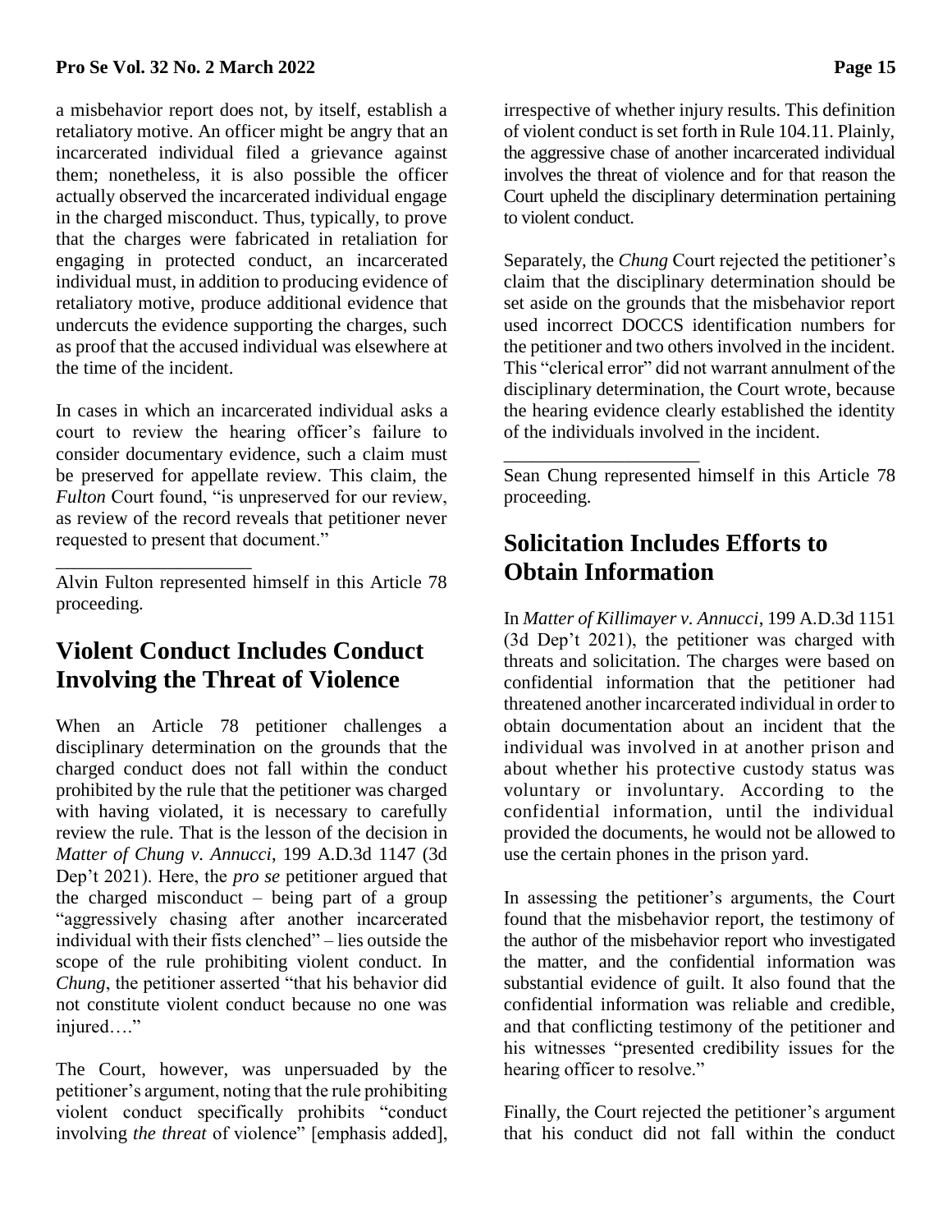a misbehavior report does not, by itself, establish a retaliatory motive. An officer might be angry that an incarcerated individual filed a grievance against them; nonetheless, it is also possible the officer actually observed the incarcerated individual engage in the charged misconduct. Thus, typically, to prove that the charges were fabricated in retaliation for engaging in protected conduct, an incarcerated individual must, in addition to producing evidence of retaliatory motive, produce additional evidence that undercuts the evidence supporting the charges, such as proof that the accused individual was elsewhere at the time of the incident.

In cases in which an incarcerated individual asks a court to review the hearing officer's failure to consider documentary evidence, such a claim must be preserved for appellate review. This claim, the *Fulton* Court found, "is unpreserved for our review, as review of the record reveals that petitioner never requested to present that document."

---

Alvin Fulton represented himself in this Article 78 proceeding.

## Violent Conduct Includes Conduct Involving the Threat of Violence

When an Article 78 petitioner challenges a disciplinary determination on the grounds that the charged conduct does not fall within the conduct prohibited by the rule that the petitioner was charged with having violated, it is necessary to carefully review the rule. That is the lesson of the decision in *Matter of Chung v. Annucci*, 199 A.D.3d 1147 (3d Dep't 2021). Here, the *pro se* petitioner argued that the charged misconduct – being part of a group "aggressively chasing after another incarcerated individual with their fists clenched" – lies outside the scope of the rule prohibiting violent conduct. In *Chung*, the petitioner asserted "that his behavior did not constitute violent conduct because no one was injured…."

The Court, however, was unpersuaded by the petitioner's argument, noting that the rule prohibiting violent conduct specifically prohibits "conduct involving *the threat* of violence" [emphasis added], irrespective of whether injury results. This definition of violent conduct is set forth in Rule 104.11. Plainly, the aggressive chase of another incarcerated individual involves the threat of violence and for that reason the Court upheld the disciplinary determination pertaining to violent conduct.

Separately, the *Chung* Court rejected the petitioner's claim that the disciplinary determination should be set aside on the grounds that the misbehavior report used incorrect DOCCS identification numbers for the petitioner and two others involved in the incident. This "clerical error" did not warrant annulment of the disciplinary determination, the Court wrote, because the hearing evidence clearly established the identity of the individuals involved in the incident.

---

Sean Chung represented himself in this Article 78 proceeding.

## Solicitation Includes Efforts to Obtain Information

In *Matter of Killimayer v. Annucci*, 199 A.D.3d 1151 (3d Dep't 2021), the petitioner was charged with threats and solicitation. The charges were based on confidential information that the petitioner had threatened another incarcerated individual in order to obtain documentation about an incident that the individual was involved in at another prison and about whether his protective custody status was voluntary or involuntary. According to the confidential information, until the individual provided the documents, he would not be allowed to use the certain phones in the prison yard.

In assessing the petitioner's arguments, the Court found that the misbehavior report, the testimony of the author of the misbehavior report who investigated the matter, and the confidential information was substantial evidence of guilt. It also found that the confidential information was reliable and credible, and that conflicting testimony of the petitioner and his witnesses "presented credibility issues for the hearing officer to resolve."

Finally, the Court rejected the petitioner's argument that his conduct did not fall within the conduct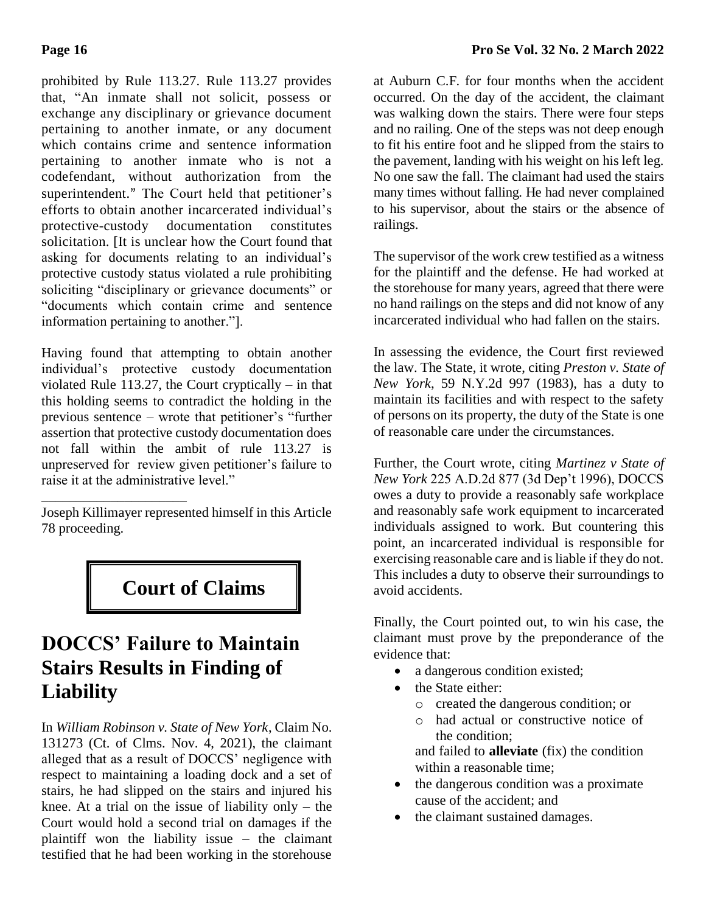prohibited by Rule 113.27. Rule 113.27 provides that, "An inmate shall not solicit, possess or exchange any disciplinary or grievance document pertaining to another inmate, or any document which contains crime and sentence information pertaining to another inmate who is not a codefendant, without authorization from the superintendent." The Court held that petitioner's efforts to obtain another incarcerated individual's protective-custody documentation constitutes solicitation. [It is unclear how the Court found that asking for documents relating to an individual's protective custody status violated a rule prohibiting soliciting "disciplinary or grievance documents" or "documents which contain crime and sentence information pertaining to another."].

Having found that attempting to obtain another individual's protective custody documentation violated Rule 113.27, the Court cryptically – in that this holding seems to contradict the holding in the previous sentence – wrote that petitioner's "further assertion that protective custody documentation does not fall within the ambit of rule 113.27 is unpreserved for review given petitioner's failure to raise it at the administrative level."

---

Joseph Killimayer represented himself in this Article 78 proceeding.

# Court of Claims

## DOCCS' Failure to Maintain Stairs Results in Finding of Liability

In *William Robinson v. State of New York*, Claim No. 131273 (Ct. of Clms. Nov. 4, 2021), the claimant alleged that as a result of DOCCS' negligence with respect to maintaining a loading dock and a set of stairs, he had slipped on the stairs and injured his knee. At a trial on the issue of liability only – the Court would hold a second trial on damages if the plaintiff won the liability issue – the claimant testified that he had been working in the storehouse at Auburn C.F. for four months when the accident occurred. On the day of the accident, the claimant was walking down the stairs. There were four steps and no railing. One of the steps was not deep enough to fit his entire foot and he slipped from the stairs to the pavement, landing with his weight on his left leg. No one saw the fall. The claimant had used the stairs many times without falling. He had never complained to his supervisor, about the stairs or the absence of railings.

The supervisor of the work crew testified as a witness for the plaintiff and the defense. He had worked at the storehouse for many years, agreed that there were no hand railings on the steps and did not know of any incarcerated individual who had fallen on the stairs.

In assessing the evidence, the Court first reviewed the law. The State, it wrote, citing *Preston v. State of New York*, 59 N.Y.2d 997 (1983), has a duty to maintain its facilities and with respect to the safety of persons on its property, the duty of the State is one of reasonable care under the circumstances.

Further, the Court wrote, citing *Martinez v State of New York* 225 A.D.2d 877 (3d Dep't 1996), DOCCS owes a duty to provide a reasonably safe workplace and reasonably safe work equipment to incarcerated individuals assigned to work. But countering this point, an incarcerated individual is responsible for exercising reasonable care and is liable if they do not. This includes a duty to observe their surroundings to avoid accidents.

Finally, the Court pointed out, to win his case, the claimant must prove by the preponderance of the evidence that:

- a dangerous condition existed;
- the State either:
  - created the dangerous condition; or
  - had actual or constructive notice of the condition;

  and failed to **alleviate** (fix) the condition within a reasonable time;
- the dangerous condition was a proximate cause of the accident; and
- the claimant sustained damages.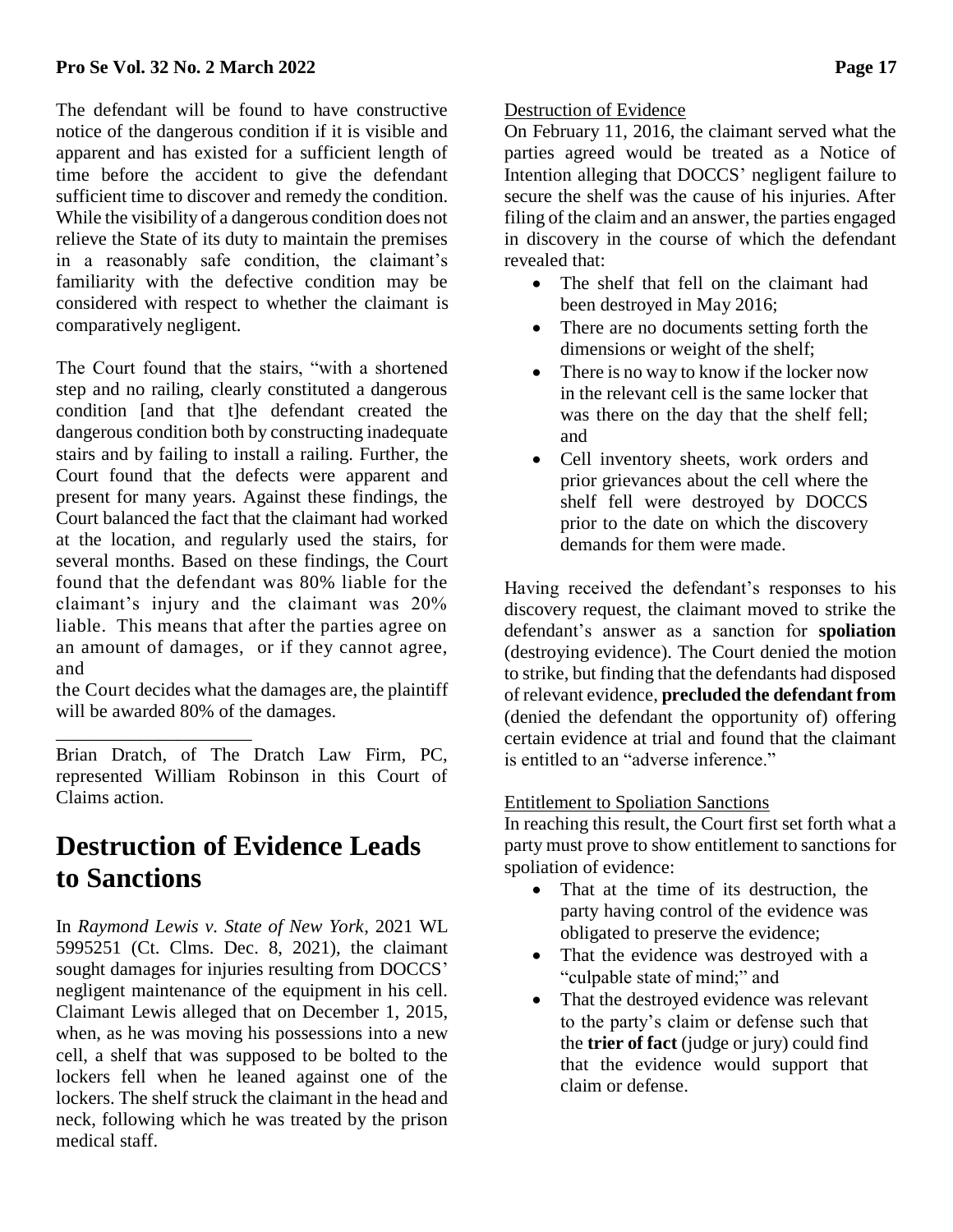The defendant will be found to have constructive notice of the dangerous condition if it is visible and apparent and has existed for a sufficient length of time before the accident to give the defendant sufficient time to discover and remedy the condition. While the visibility of a dangerous condition does not relieve the State of its duty to maintain the premises in a reasonably safe condition, the claimant's familiarity with the defective condition may be considered with respect to whether the claimant is comparatively negligent.

The Court found that the stairs, "with a shortened step and no railing, clearly constituted a dangerous condition [and that t]he defendant created the dangerous condition both by constructing inadequate stairs and by failing to install a railing. Further, the Court found that the defects were apparent and present for many years. Against these findings, the Court balanced the fact that the claimant had worked at the location, and regularly used the stairs, for several months. Based on these findings, the Court found that the defendant was 80% liable for the claimant's injury and the claimant was 20% liable. This means that after the parties agree on an amount of damages, or if they cannot agree, and the Court decides what the damages are, the plaintiff will be awarded 80% of the damages.

\_\_\_\_\_\_\_\_\_\_\_\_\_\_\_\_\_\_\_\_

Brian Dratch, of The Dratch Law Firm, PC, represented William Robinson in this Court of Claims action.

# Destruction of Evidence Leads to Sanctions

In *Raymond Lewis v. State of New York*, 2021 WL 5995251 (Ct. Clms. Dec. 8, 2021), the claimant sought damages for injuries resulting from DOCCS' negligent maintenance of the equipment in his cell. Claimant Lewis alleged that on December 1, 2015, when, as he was moving his possessions into a new cell, a shelf that was supposed to be bolted to the lockers fell when he leaned against one of the lockers. The shelf struck the claimant in the head and neck, following which he was treated by the prison medical staff.

Destruction of Evidence

On February 11, 2016, the claimant served what the parties agreed would be treated as a Notice of Intention alleging that DOCCS' negligent failure to secure the shelf was the cause of his injuries. After filing of the claim and an answer, the parties engaged in discovery in the course of which the defendant revealed that:

- The shelf that fell on the claimant had been destroyed in May 2016;
- There are no documents setting forth the dimensions or weight of the shelf;
- There is no way to know if the locker now in the relevant cell is the same locker that was there on the day that the shelf fell; and
- Cell inventory sheets, work orders and prior grievances about the cell where the shelf fell were destroyed by DOCCS prior to the date on which the discovery demands for them were made.

Having received the defendant's responses to his discovery request, the claimant moved to strike the defendant's answer as a sanction for **spoliation** (destroying evidence). The Court denied the motion to strike, but finding that the defendants had disposed of relevant evidence, **precluded the defendant from** (denied the defendant the opportunity of) offering certain evidence at trial and found that the claimant is entitled to an "adverse inference."

Entitlement to Spoliation Sanctions

In reaching this result, the Court first set forth what a party must prove to show entitlement to sanctions for spoliation of evidence:

- That at the time of its destruction, the party having control of the evidence was obligated to preserve the evidence;
- That the evidence was destroyed with a "culpable state of mind;" and
- That the destroyed evidence was relevant to the party's claim or defense such that the **trier of fact** (judge or jury) could find that the evidence would support that claim or defense.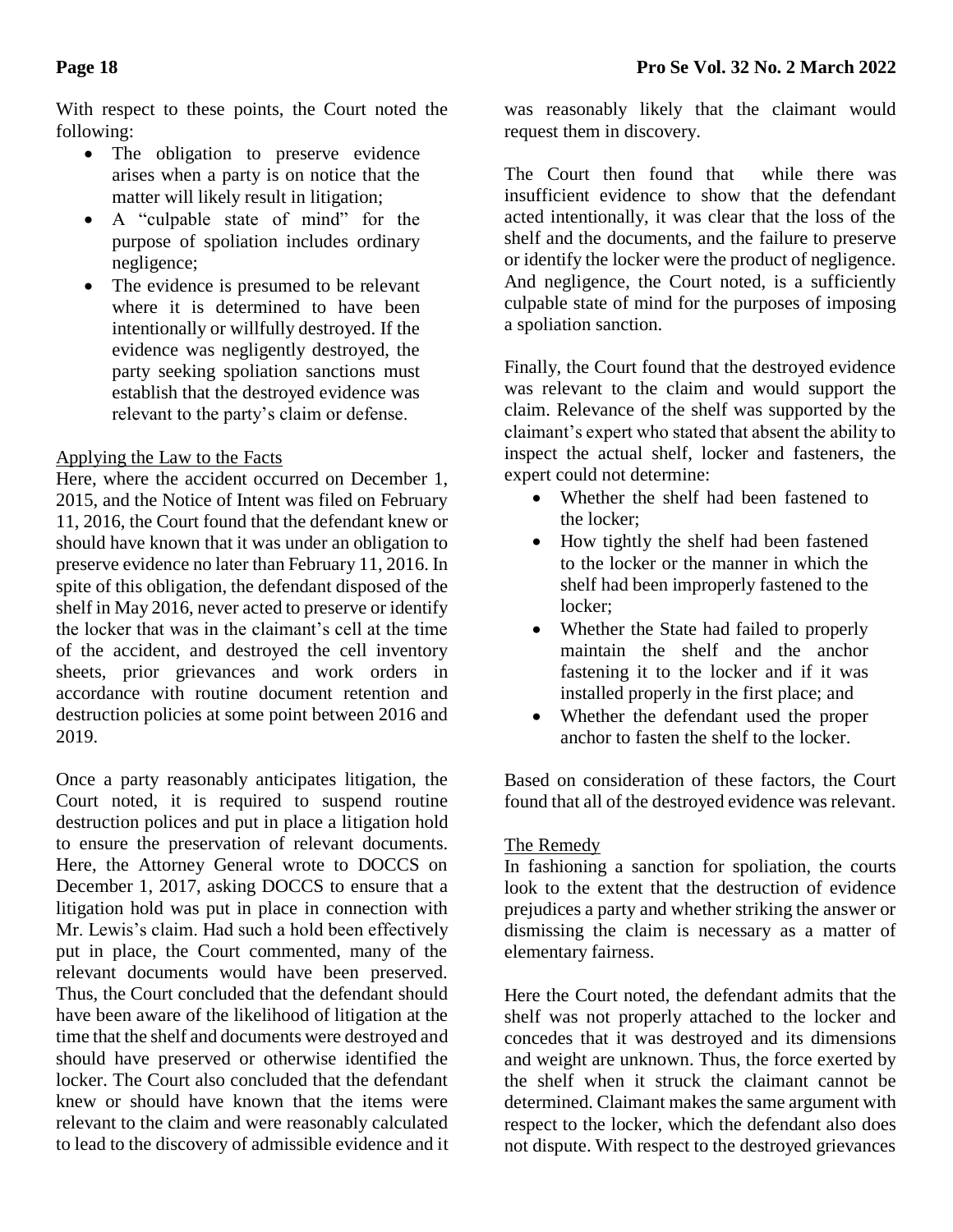With respect to these points, the Court noted the following:

- The obligation to preserve evidence arises when a party is on notice that the matter will likely result in litigation;
- A "culpable state of mind" for the purpose of spoliation includes ordinary negligence;
- The evidence is presumed to be relevant where it is determined to have been intentionally or willfully destroyed. If the evidence was negligently destroyed, the party seeking spoliation sanctions must establish that the destroyed evidence was relevant to the party's claim or defense.

Applying the Law to the Facts

Here, where the accident occurred on December 1, 2015, and the Notice of Intent was filed on February 11, 2016, the Court found that the defendant knew or should have known that it was under an obligation to preserve evidence no later than February 11, 2016. In spite of this obligation, the defendant disposed of the shelf in May 2016, never acted to preserve or identify the locker that was in the claimant's cell at the time of the accident, and destroyed the cell inventory sheets, prior grievances and work orders in accordance with routine document retention and destruction policies at some point between 2016 and 2019.

Once a party reasonably anticipates litigation, the Court noted, it is required to suspend routine destruction polices and put in place a litigation hold to ensure the preservation of relevant documents. Here, the Attorney General wrote to DOCCS on December 1, 2017, asking DOCCS to ensure that a litigation hold was put in place in connection with Mr. Lewis's claim. Had such a hold been effectively put in place, the Court commented, many of the relevant documents would have been preserved. Thus, the Court concluded that the defendant should have been aware of the likelihood of litigation at the time that the shelf and documents were destroyed and should have preserved or otherwise identified the locker. The Court also concluded that the defendant knew or should have known that the items were relevant to the claim and were reasonably calculated to lead to the discovery of admissible evidence and it was reasonably likely that the claimant would request them in discovery.

The Court then found that while there was insufficient evidence to show that the defendant acted intentionally, it was clear that the loss of the shelf and the documents, and the failure to preserve or identify the locker were the product of negligence. And negligence, the Court noted, is a sufficiently culpable state of mind for the purposes of imposing a spoliation sanction.

Finally, the Court found that the destroyed evidence was relevant to the claim and would support the claim. Relevance of the shelf was supported by the claimant's expert who stated that absent the ability to inspect the actual shelf, locker and fasteners, the expert could not determine:

- Whether the shelf had been fastened to the locker;
- How tightly the shelf had been fastened to the locker or the manner in which the shelf had been improperly fastened to the locker;
- Whether the State had failed to properly maintain the shelf and the anchor fastening it to the locker and if it was installed properly in the first place; and
- Whether the defendant used the proper anchor to fasten the shelf to the locker.

Based on consideration of these factors, the Court found that all of the destroyed evidence was relevant.

The Remedy

In fashioning a sanction for spoliation, the courts look to the extent that the destruction of evidence prejudices a party and whether striking the answer or dismissing the claim is necessary as a matter of elementary fairness.

Here the Court noted, the defendant admits that the shelf was not properly attached to the locker and concedes that it was destroyed and its dimensions and weight are unknown. Thus, the force exerted by the shelf when it struck the claimant cannot be determined. Claimant makes the same argument with respect to the locker, which the defendant also does not dispute. With respect to the destroyed grievances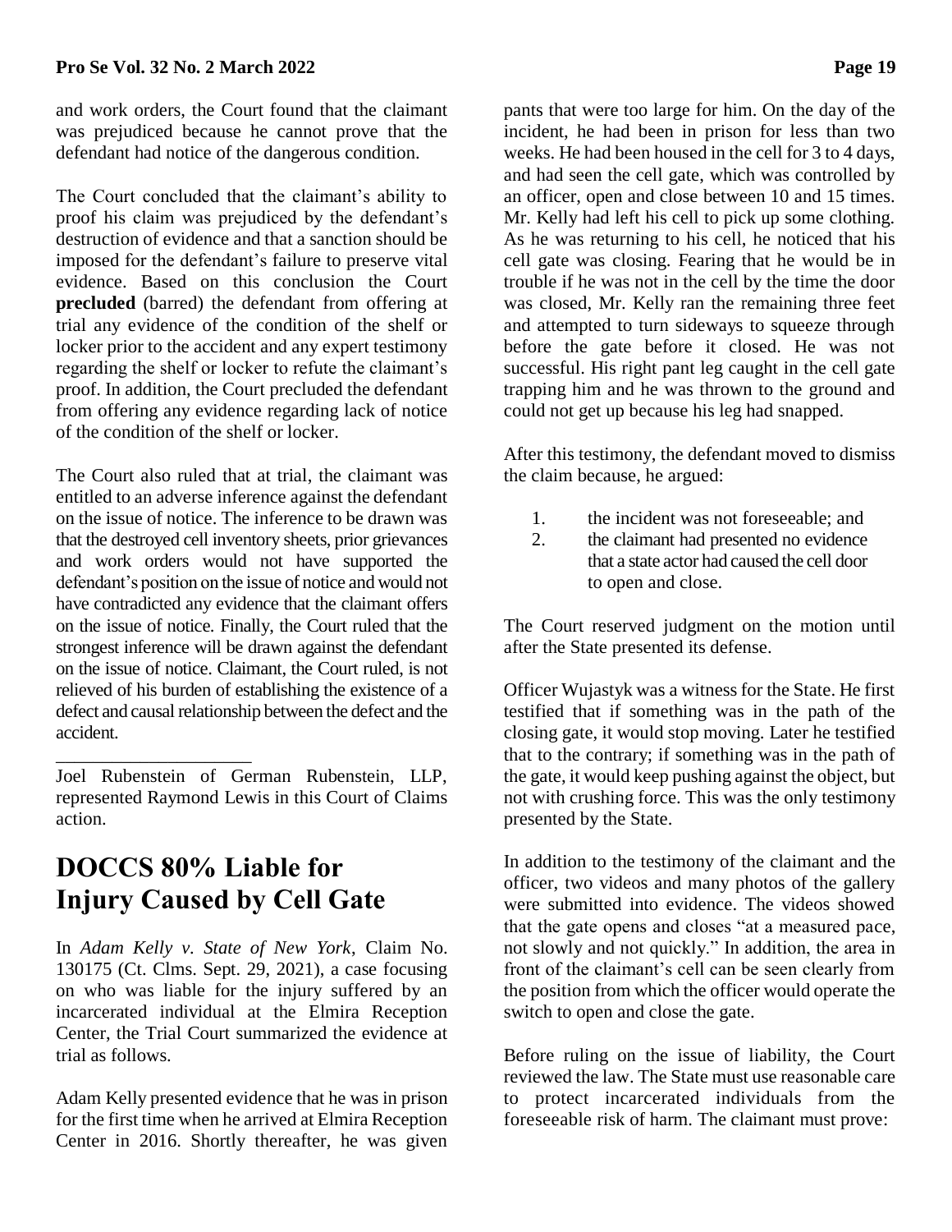and work orders, the Court found that the claimant was prejudiced because he cannot prove that the defendant had notice of the dangerous condition.

The Court concluded that the claimant's ability to proof his claim was prejudiced by the defendant's destruction of evidence and that a sanction should be imposed for the defendant's failure to preserve vital evidence. Based on this conclusion the Court **precluded** (barred) the defendant from offering at trial any evidence of the condition of the shelf or locker prior to the accident and any expert testimony regarding the shelf or locker to refute the claimant's proof. In addition, the Court precluded the defendant from offering any evidence regarding lack of notice of the condition of the shelf or locker.

The Court also ruled that at trial, the claimant was entitled to an adverse inference against the defendant on the issue of notice. The inference to be drawn was that the destroyed cell inventory sheets, prior grievances and work orders would not have supported the defendant's position on the issue of notice and would not have contradicted any evidence that the claimant offers on the issue of notice. Finally, the Court ruled that the strongest inference will be drawn against the defendant on the issue of notice. Claimant, the Court ruled, is not relieved of his burden of establishing the existence of a defect and causal relationship between the defect and the accident.

---

Joel Rubenstein of German Rubenstein, LLP, represented Raymond Lewis in this Court of Claims action.

# DOCCS 80% Liable for Injury Caused by Cell Gate

In *Adam Kelly v. State of New York*, Claim No. 130175 (Ct. Clms. Sept. 29, 2021), a case focusing on who was liable for the injury suffered by an incarcerated individual at the Elmira Reception Center, the Trial Court summarized the evidence at trial as follows.

Adam Kelly presented evidence that he was in prison for the first time when he arrived at Elmira Reception Center in 2016. Shortly thereafter, he was given pants that were too large for him. On the day of the incident, he had been in prison for less than two weeks. He had been housed in the cell for 3 to 4 days, and had seen the cell gate, which was controlled by an officer, open and close between 10 and 15 times. Mr. Kelly had left his cell to pick up some clothing. As he was returning to his cell, he noticed that his cell gate was closing. Fearing that he would be in trouble if he was not in the cell by the time the door was closed, Mr. Kelly ran the remaining three feet and attempted to turn sideways to squeeze through before the gate before it closed. He was not successful. His right pant leg caught in the cell gate trapping him and he was thrown to the ground and could not get up because his leg had snapped.

After this testimony, the defendant moved to dismiss the claim because, he argued:

1. the incident was not foreseeable; and
2. the claimant had presented no evidence that a state actor had caused the cell door to open and close.

The Court reserved judgment on the motion until after the State presented its defense.

Officer Wujastyk was a witness for the State. He first testified that if something was in the path of the closing gate, it would stop moving. Later he testified that to the contrary; if something was in the path of the gate, it would keep pushing against the object, but not with crushing force. This was the only testimony presented by the State.

In addition to the testimony of the claimant and the officer, two videos and many photos of the gallery were submitted into evidence. The videos showed that the gate opens and closes "at a measured pace, not slowly and not quickly." In addition, the area in front of the claimant's cell can be seen clearly from the position from which the officer would operate the switch to open and close the gate.

Before ruling on the issue of liability, the Court reviewed the law. The State must use reasonable care to protect incarcerated individuals from the foreseeable risk of harm. The claimant must prove: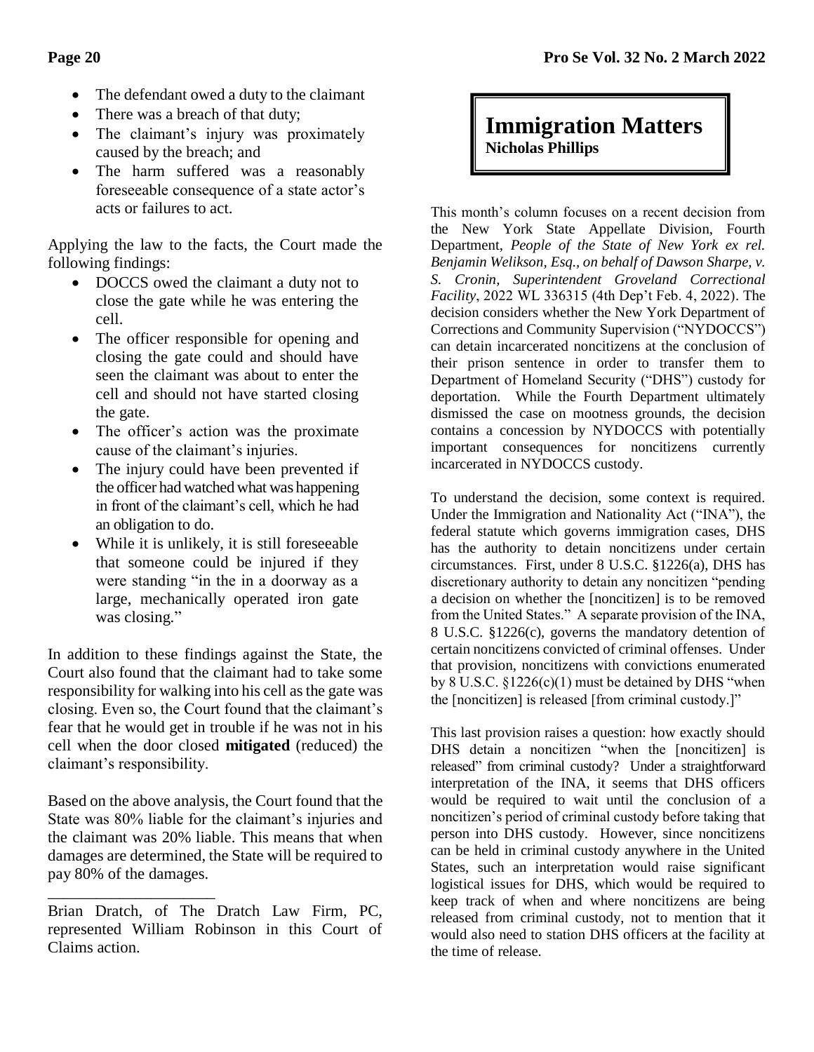- The defendant owed a duty to the claimant
- There was a breach of that duty;
- The claimant's injury was proximately caused by the breach; and
- The harm suffered was a reasonably foreseeable consequence of a state actor's acts or failures to act.

Applying the law to the facts, the Court made the following findings:

- DOCCS owed the claimant a duty not to close the gate while he was entering the cell.
- The officer responsible for opening and closing the gate could and should have seen the claimant was about to enter the cell and should not have started closing the gate.
- The officer's action was the proximate cause of the claimant's injuries.
- The injury could have been prevented if the officer had watched what was happening in front of the claimant's cell, which he had an obligation to do.
- While it is unlikely, it is still foreseeable that someone could be injured if they were standing "in the in a doorway as a large, mechanically operated iron gate was closing."

In addition to these findings against the State, the Court also found that the claimant had to take some responsibility for walking into his cell as the gate was closing. Even so, the Court found that the claimant's fear that he would get in trouble if he was not in his cell when the door closed **mitigated** (reduced) the claimant's responsibility.

Based on the above analysis, the Court found that the State was 80% liable for the claimant's injuries and the claimant was 20% liable. This means that when damages are determined, the State will be required to pay 80% of the damages.

---

Brian Dratch, of The Dratch Law Firm, PC, represented William Robinson in this Court of Claims action.

# Immigration Matters

**Nicholas Phillips**

This month's column focuses on a recent decision from the New York State Appellate Division, Fourth Department, *People of the State of New York ex rel. Benjamin Welikson, Esq., on behalf of Dawson Sharpe, v. S. Cronin, Superintendent Groveland Correctional Facility*, 2022 WL 336315 (4th Dep't Feb. 4, 2022). The decision considers whether the New York Department of Corrections and Community Supervision ("NYDOCCS") can detain incarcerated noncitizens at the conclusion of their prison sentence in order to transfer them to Department of Homeland Security ("DHS") custody for deportation. While the Fourth Department ultimately dismissed the case on mootness grounds, the decision contains a concession by NYDOCCS with potentially important consequences for noncitizens currently incarcerated in NYDOCCS custody.

To understand the decision, some context is required. Under the Immigration and Nationality Act ("INA"), the federal statute which governs immigration cases, DHS has the authority to detain noncitizens under certain circumstances. First, under 8 U.S.C. §1226(a), DHS has discretionary authority to detain any noncitizen "pending a decision on whether the [noncitizen] is to be removed from the United States." A separate provision of the INA, 8 U.S.C. §1226(c), governs the mandatory detention of certain noncitizens convicted of criminal offenses. Under that provision, noncitizens with convictions enumerated by 8 U.S.C. §1226(c)(1) must be detained by DHS "when the [noncitizen] is released [from criminal custody.]"

This last provision raises a question: how exactly should DHS detain a noncitizen "when the [noncitizen] is released" from criminal custody? Under a straightforward interpretation of the INA, it seems that DHS officers would be required to wait until the conclusion of a noncitizen's period of criminal custody before taking that person into DHS custody. However, since noncitizens can be held in criminal custody anywhere in the United States, such an interpretation would raise significant logistical issues for DHS, which would be required to keep track of when and where noncitizens are being released from criminal custody, not to mention that it would also need to station DHS officers at the facility at the time of release.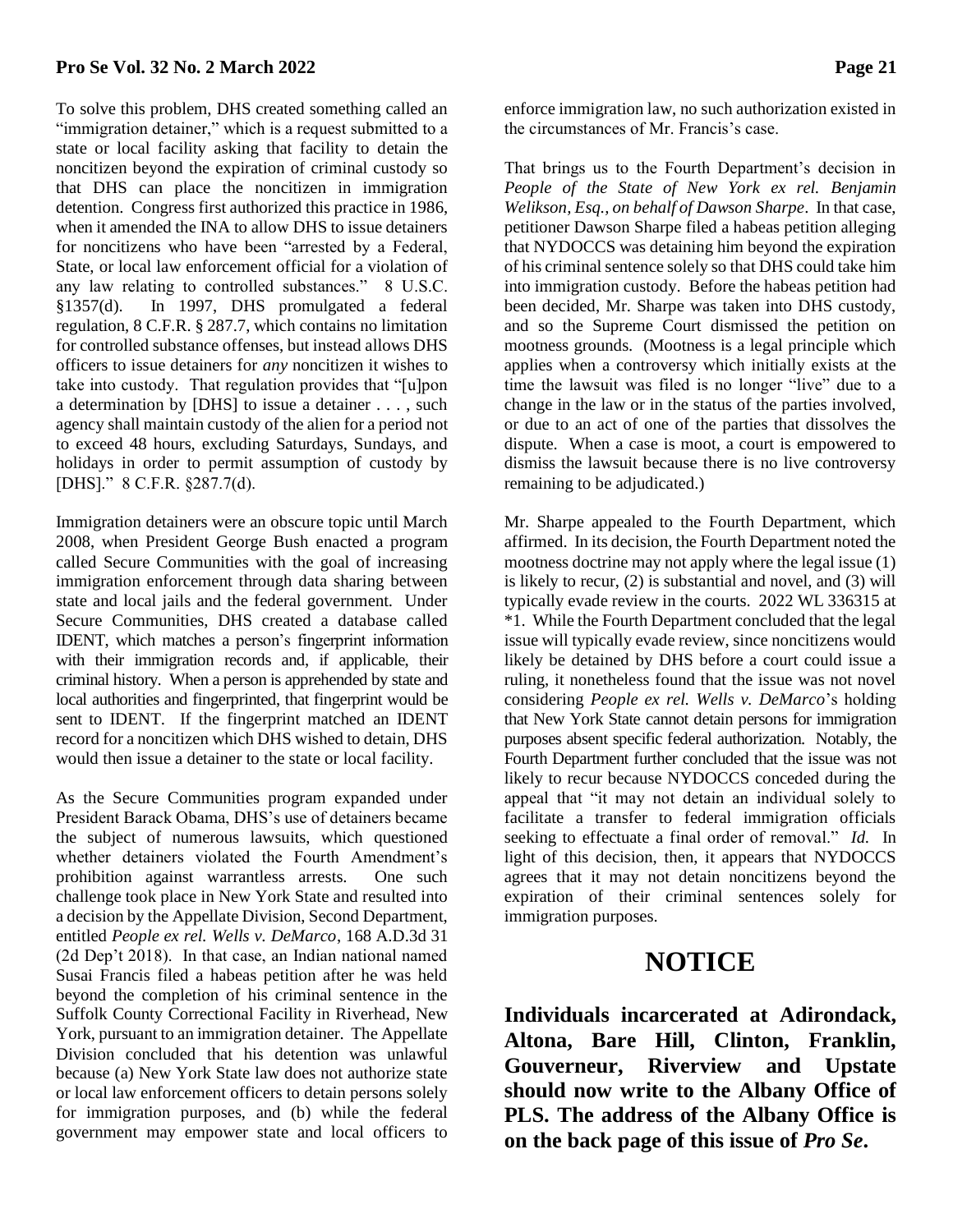To solve this problem, DHS created something called an "immigration detainer," which is a request submitted to a state or local facility asking that facility to detain the noncitizen beyond the expiration of criminal custody so that DHS can place the noncitizen in immigration detention. Congress first authorized this practice in 1986, when it amended the INA to allow DHS to issue detainers for noncitizens who have been "arrested by a Federal, State, or local law enforcement official for a violation of any law relating to controlled substances." 8 U.S.C. §1357(d). In 1997, DHS promulgated a federal regulation, 8 C.F.R. § 287.7, which contains no limitation for controlled substance offenses, but instead allows DHS officers to issue detainers for *any* noncitizen it wishes to take into custody. That regulation provides that "[u]pon a determination by [DHS] to issue a detainer . . . , such agency shall maintain custody of the alien for a period not to exceed 48 hours, excluding Saturdays, Sundays, and holidays in order to permit assumption of custody by [DHS]." 8 C.F.R. §287.7(d).

Immigration detainers were an obscure topic until March 2008, when President George Bush enacted a program called Secure Communities with the goal of increasing immigration enforcement through data sharing between state and local jails and the federal government. Under Secure Communities, DHS created a database called IDENT, which matches a person's fingerprint information with their immigration records and, if applicable, their criminal history. When a person is apprehended by state and local authorities and fingerprinted, that fingerprint would be sent to IDENT. If the fingerprint matched an IDENT record for a noncitizen which DHS wished to detain, DHS would then issue a detainer to the state or local facility.

As the Secure Communities program expanded under President Barack Obama, DHS's use of detainers became the subject of numerous lawsuits, which questioned whether detainers violated the Fourth Amendment's prohibition against warrantless arrests. One such challenge took place in New York State and resulted into a decision by the Appellate Division, Second Department, entitled *People ex rel. Wells v. DeMarco*, 168 A.D.3d 31 (2d Dep't 2018). In that case, an Indian national named Susai Francis filed a habeas petition after he was held beyond the completion of his criminal sentence in the Suffolk County Correctional Facility in Riverhead, New York, pursuant to an immigration detainer. The Appellate Division concluded that his detention was unlawful because (a) New York State law does not authorize state or local law enforcement officers to detain persons solely for immigration purposes, and (b) while the federal government may empower state and local officers to enforce immigration law, no such authorization existed in the circumstances of Mr. Francis's case.

That brings us to the Fourth Department's decision in *People of the State of New York ex rel. Benjamin Welikson, Esq., on behalf of Dawson Sharpe*. In that case, petitioner Dawson Sharpe filed a habeas petition alleging that NYDOCCS was detaining him beyond the expiration of his criminal sentence solely so that DHS could take him into immigration custody. Before the habeas petition had been decided, Mr. Sharpe was taken into DHS custody, and so the Supreme Court dismissed the petition on mootness grounds. (Mootness is a legal principle which applies when a controversy which initially exists at the time the lawsuit was filed is no longer "live" due to a change in the law or in the status of the parties involved, or due to an act of one of the parties that dissolves the dispute. When a case is moot, a court is empowered to dismiss the lawsuit because there is no live controversy remaining to be adjudicated.)

Mr. Sharpe appealed to the Fourth Department, which affirmed. In its decision, the Fourth Department noted the mootness doctrine may not apply where the legal issue (1) is likely to recur, (2) is substantial and novel, and (3) will typically evade review in the courts. 2022 WL 336315 at *1. While the Fourth Department concluded that the legal issue will typically evade review, since noncitizens would likely be detained by DHS before a court could issue a ruling, it nonetheless found that the issue was not novel considering *People ex rel. Wells v. DeMarco*'s holding that New York State cannot detain persons for immigration purposes absent specific federal authorization. Notably, the Fourth Department further concluded that the issue was not likely to recur because NYDOCCS conceded during the appeal that "it may not detain an individual solely to facilitate a transfer to federal immigration officials seeking to effectuate a final order of removal." *Id.* In light of this decision, then, it appears that NYDOCCS agrees that it may not detain noncitizens beyond the expiration of their criminal sentences solely for immigration purposes.

# NOTICE

**Individuals incarcerated at Adirondack, Altona, Bare Hill, Clinton, Franklin, Gouverneur, Riverview and Upstate should now write to the Albany Office of PLS. The address of the Albany Office is on the back page of this issue of *Pro Se*.**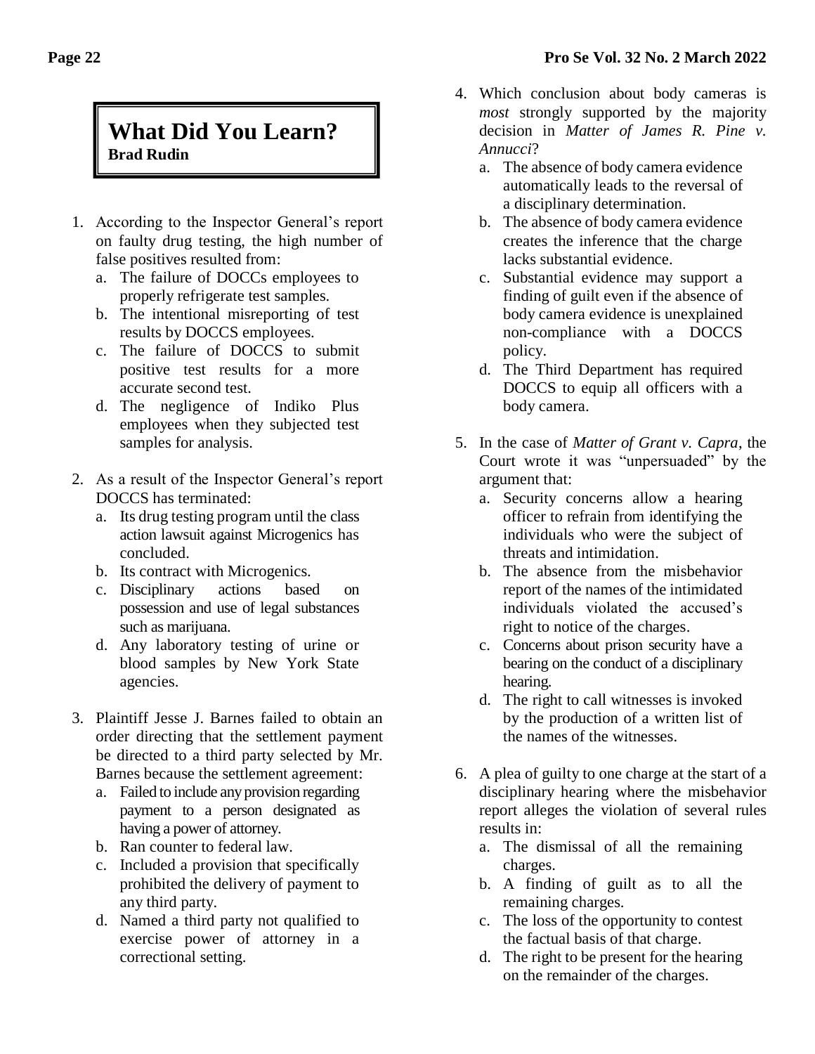# What Did You Learn?

**Brad Rudin**

1. According to the Inspector General's report on faulty drug testing, the high number of false positives resulted from:
   a. The failure of DOCCs employees to properly refrigerate test samples.
   b. The intentional misreporting of test results by DOCCS employees.
   c. The failure of DOCCS to submit positive test results for a more accurate second test.
   d. The negligence of Indiko Plus employees when they subjected test samples for analysis.

2. As a result of the Inspector General's report DOCCS has terminated:
   a. Its drug testing program until the class action lawsuit against Microgenics has concluded.
   b. Its contract with Microgenics.
   c. Disciplinary actions based on possession and use of legal substances such as marijuana.
   d. Any laboratory testing of urine or blood samples by New York State agencies.

3. Plaintiff Jesse J. Barnes failed to obtain an order directing that the settlement payment be directed to a third party selected by Mr. Barnes because the settlement agreement:
   a. Failed to include any provision regarding payment to a person designated as having a power of attorney.
   b. Ran counter to federal law.
   c. Included a provision that specifically prohibited the delivery of payment to any third party.
   d. Named a third party not qualified to exercise power of attorney in a correctional setting.

4. Which conclusion about body cameras is *most* strongly supported by the majority decision in *Matter of James R. Pine v. Annucci*?
   a. The absence of body camera evidence automatically leads to the reversal of a disciplinary determination.
   b. The absence of body camera evidence creates the inference that the charge lacks substantial evidence.
   c. Substantial evidence may support a finding of guilt even if the absence of body camera evidence is unexplained non-compliance with a DOCCS policy.
   d. The Third Department has required DOCCS to equip all officers with a body camera.

5. In the case of *Matter of Grant v. Capra*, the Court wrote it was "unpersuaded" by the argument that:
   a. Security concerns allow a hearing officer to refrain from identifying the individuals who were the subject of threats and intimidation.
   b. The absence from the misbehavior report of the names of the intimidated individuals violated the accused's right to notice of the charges.
   c. Concerns about prison security have a bearing on the conduct of a disciplinary hearing.
   d. The right to call witnesses is invoked by the production of a written list of the names of the witnesses.

6. A plea of guilty to one charge at the start of a disciplinary hearing where the misbehavior report alleges the violation of several rules results in:
   a. The dismissal of all the remaining charges.
   b. A finding of guilt as to all the remaining charges.
   c. The loss of the opportunity to contest the factual basis of that charge.
   d. The right to be present for the hearing on the remainder of the charges.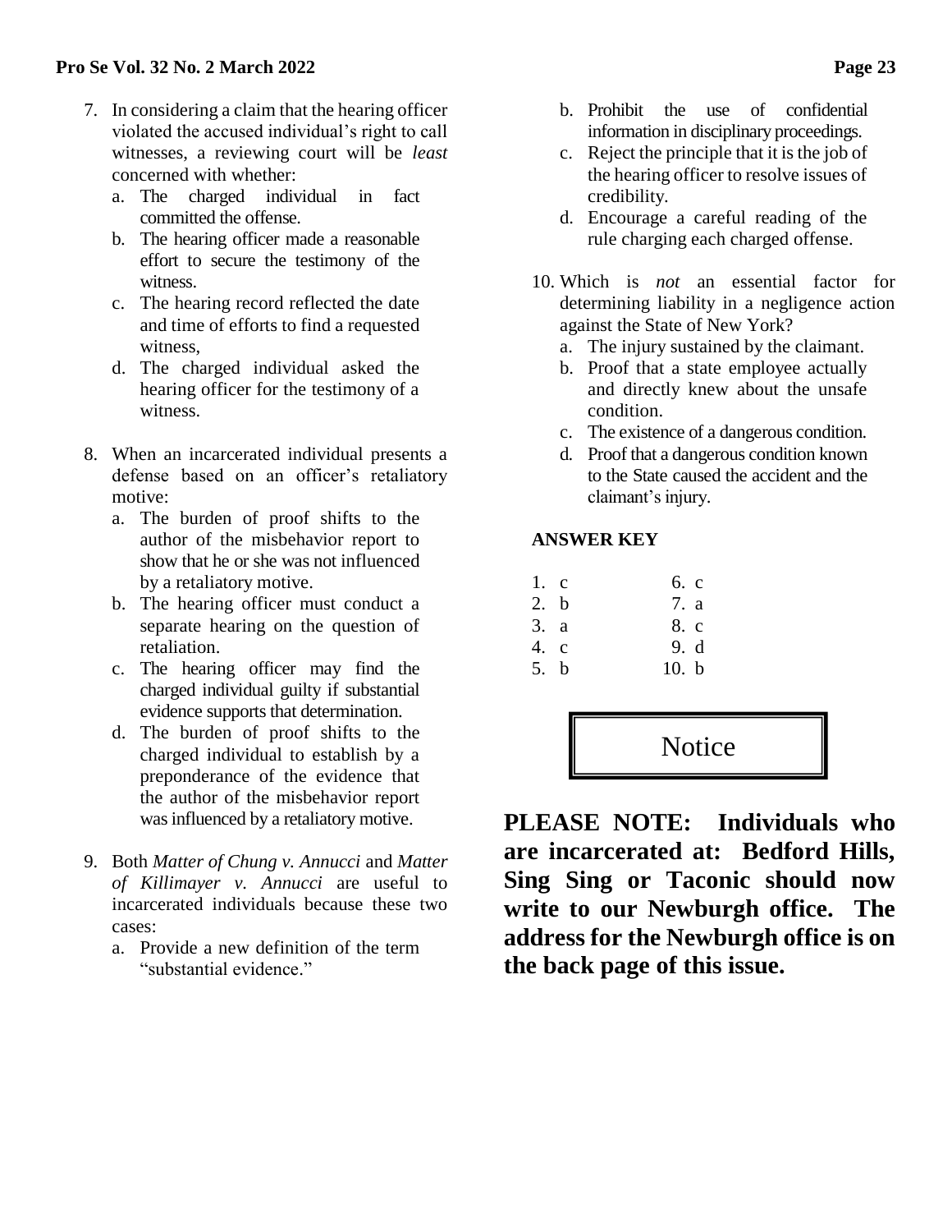7. In considering a claim that the hearing officer violated the accused individual's right to call witnesses, a reviewing court will be *least* concerned with whether:
   a. The charged individual in fact committed the offense.
   b. The hearing officer made a reasonable effort to secure the testimony of the witness.
   c. The hearing record reflected the date and time of efforts to find a requested witness,
   d. The charged individual asked the hearing officer for the testimony of a witness.

8. When an incarcerated individual presents a defense based on an officer's retaliatory motive:
   a. The burden of proof shifts to the author of the misbehavior report to show that he or she was not influenced by a retaliatory motive.
   b. The hearing officer must conduct a separate hearing on the question of retaliation.
   c. The hearing officer may find the charged individual guilty if substantial evidence supports that determination.
   d. The burden of proof shifts to the charged individual to establish by a preponderance of the evidence that the author of the misbehavior report was influenced by a retaliatory motive.

9. Both *Matter of Chung v. Annucci* and *Matter of Killimayer v. Annucci* are useful to incarcerated individuals because these two cases:
   a. Provide a new definition of the term "substantial evidence."
   b. Prohibit the use of confidential information in disciplinary proceedings.
   c. Reject the principle that it is the job of the hearing officer to resolve issues of credibility.
   d. Encourage a careful reading of the rule charging each charged offense.

10. Which is *not* an essential factor for determining liability in a negligence action against the State of New York?
    a. The injury sustained by the claimant.
    b. Proof that a state employee actually and directly knew about the unsafe condition.
    c. The existence of a dangerous condition.
    d. Proof that a dangerous condition known to the State caused the accident and the claimant's injury.

**ANSWER KEY**

| | |
|---|---|
| 1. c | 6. c |
| 2. b | 7. a |
| 3. a | 8. c |
| 4. c | 9. d |
| 5. b | 10. b |

## Notice

**PLEASE NOTE: Individuals who are incarcerated at: Bedford Hills, Sing Sing or Taconic should now write to our Newburgh office. The address for the Newburgh office is on the back page of this issue.**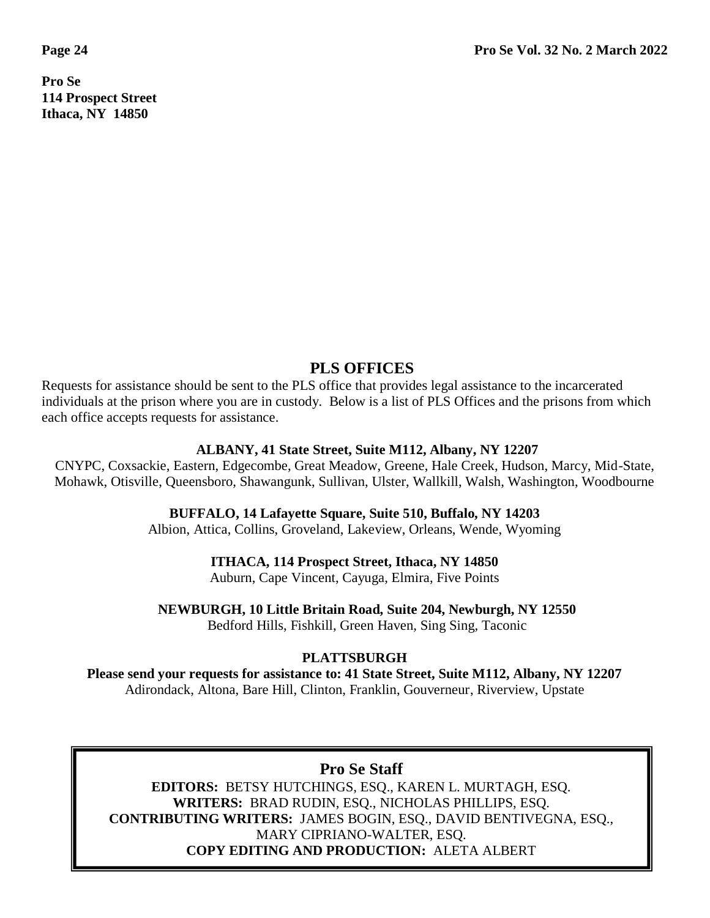**Pro Se**
**114 Prospect Street**
**Ithaca, NY 14850**

## PLS OFFICES

Requests for assistance should be sent to the PLS office that provides legal assistance to the incarcerated individuals at the prison where you are in custody. Below is a list of PLS Offices and the prisons from which each office accepts requests for assistance.

**ALBANY, 41 State Street, Suite M112, Albany, NY 12207**
CNYPC, Coxsackie, Eastern, Edgecombe, Great Meadow, Greene, Hale Creek, Hudson, Marcy, Mid-State, Mohawk, Otisville, Queensboro, Shawangunk, Sullivan, Ulster, Wallkill, Walsh, Washington, Woodbourne

**BUFFALO, 14 Lafayette Square, Suite 510, Buffalo, NY 14203**
Albion, Attica, Collins, Groveland, Lakeview, Orleans, Wende, Wyoming

**ITHACA, 114 Prospect Street, Ithaca, NY 14850**
Auburn, Cape Vincent, Cayuga, Elmira, Five Points

**NEWBURGH, 10 Little Britain Road, Suite 204, Newburgh, NY 12550**
Bedford Hills, Fishkill, Green Haven, Sing Sing, Taconic

**PLATTSBURGH**
**Please send your requests for assistance to: 41 State Street, Suite M112, Albany, NY 12207**
Adirondack, Altona, Bare Hill, Clinton, Franklin, Gouverneur, Riverview, Upstate

### Pro Se Staff

**EDITORS:** BETSY HUTCHINGS, ESQ., KAREN L. MURTAGH, ESQ.
**WRITERS:** BRAD RUDIN, ESQ., NICHOLAS PHILLIPS, ESQ.
**CONTRIBUTING WRITERS:** JAMES BOGIN, ESQ., DAVID BENTIVEGNA, ESQ., MARY CIPRIANO-WALTER, ESQ.
**COPY EDITING AND PRODUCTION:** ALETA ALBERT